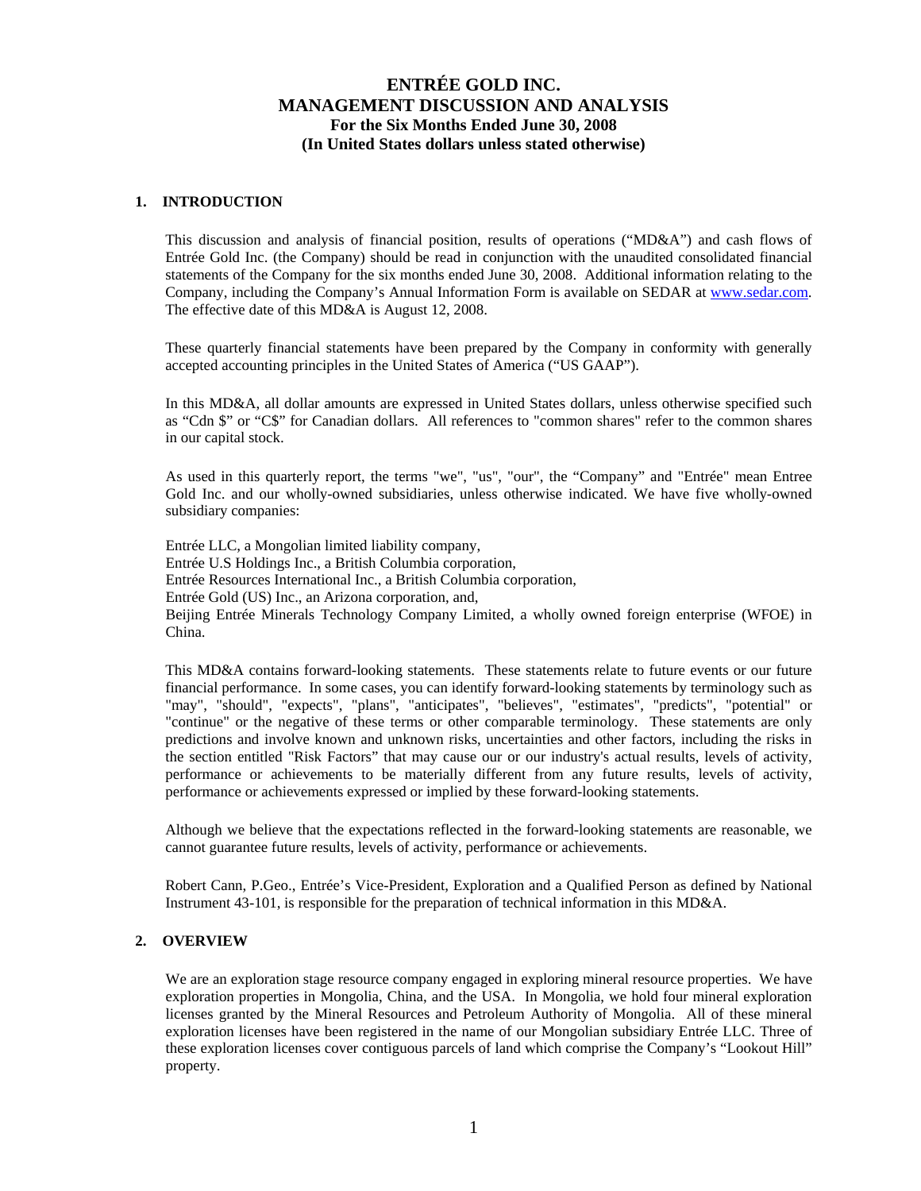# ENTRÉE GOLD INC.
# MANAGEMENT DISCUSSION AND ANALYSIS
## For the Six Months Ended June 30, 2008
## (In United States dollars unless stated otherwise)

## 1. INTRODUCTION

This discussion and analysis of financial position, results of operations ("MD&A") and cash flows of Entrée Gold Inc. (the Company) should be read in conjunction with the unaudited consolidated financial statements of the Company for the six months ended June 30, 2008. Additional information relating to the Company, including the Company's Annual Information Form is available on SEDAR at www.sedar.com. The effective date of this MD&A is August 12, 2008.

These quarterly financial statements have been prepared by the Company in conformity with generally accepted accounting principles in the United States of America ("US GAAP").

In this MD&A, all dollar amounts are expressed in United States dollars, unless otherwise specified such as "Cdn $" or "C$" for Canadian dollars. All references to "common shares" refer to the common shares in our capital stock.

As used in this quarterly report, the terms "we", "us", "our", the "Company" and "Entrée" mean Entree Gold Inc. and our wholly-owned subsidiaries, unless otherwise indicated. We have five wholly-owned subsidiary companies:

Entrée LLC, a Mongolian limited liability company,
Entrée U.S Holdings Inc., a British Columbia corporation,
Entrée Resources International Inc., a British Columbia corporation,
Entrée Gold (US) Inc., an Arizona corporation, and,
Beijing Entrée Minerals Technology Company Limited, a wholly owned foreign enterprise (WFOE) in China.

This MD&A contains forward-looking statements. These statements relate to future events or our future financial performance. In some cases, you can identify forward-looking statements by terminology such as "may", "should", "expects", "plans", "anticipates", "believes", "estimates", "predicts", "potential" or "continue" or the negative of these terms or other comparable terminology. These statements are only predictions and involve known and unknown risks, uncertainties and other factors, including the risks in the section entitled "Risk Factors" that may cause our or our industry's actual results, levels of activity, performance or achievements to be materially different from any future results, levels of activity, performance or achievements expressed or implied by these forward-looking statements.

Although we believe that the expectations reflected in the forward-looking statements are reasonable, we cannot guarantee future results, levels of activity, performance or achievements.

Robert Cann, P.Geo., Entrée's Vice-President, Exploration and a Qualified Person as defined by National Instrument 43-101, is responsible for the preparation of technical information in this MD&A.

## 2. OVERVIEW

We are an exploration stage resource company engaged in exploring mineral resource properties. We have exploration properties in Mongolia, China, and the USA. In Mongolia, we hold four mineral exploration licenses granted by the Mineral Resources and Petroleum Authority of Mongolia. All of these mineral exploration licenses have been registered in the name of our Mongolian subsidiary Entrée LLC. Three of these exploration licenses cover contiguous parcels of land which comprise the Company's "Lookout Hill" property.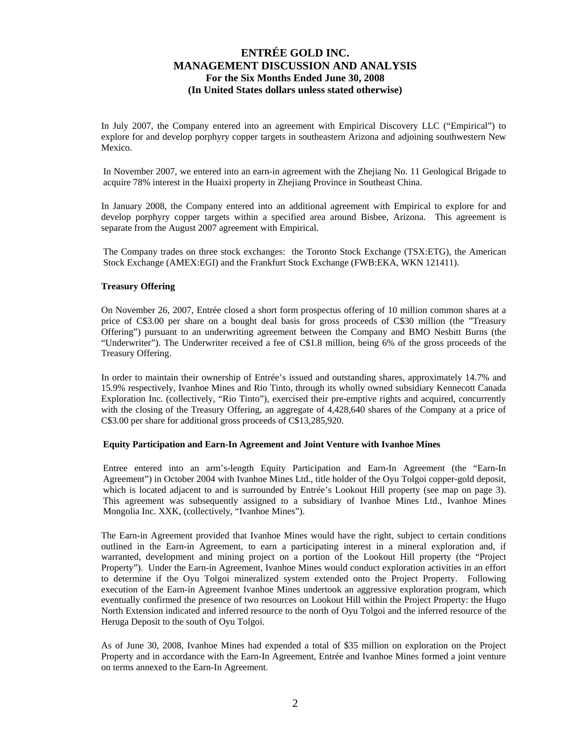In July 2007, the Company entered into an agreement with Empirical Discovery LLC ("Empirical") to explore for and develop porphyry copper targets in southeastern Arizona and adjoining southwestern New Mexico.

In November 2007, we entered into an earn-in agreement with the Zhejiang No. 11 Geological Brigade to acquire 78% interest in the Huaixi property in Zhejiang Province in Southeast China.

In January 2008, the Company entered into an additional agreement with Empirical to explore for and develop porphyry copper targets within a specified area around Bisbee, Arizona. This agreement is separate from the August 2007 agreement with Empirical.

The Company trades on three stock exchanges: the Toronto Stock Exchange (TSX:ETG), the American Stock Exchange (AMEX:EGI) and the Frankfurt Stock Exchange (FWB:EKA, WKN 121411).

**Treasury Offering**

On November 26, 2007, Entrée closed a short form prospectus offering of 10 million common shares at a price of C$3.00 per share on a bought deal basis for gross proceeds of C$30 million (the "Treasury Offering") pursuant to an underwriting agreement between the Company and BMO Nesbitt Burns (the "Underwriter"). The Underwriter received a fee of C$1.8 million, being 6% of the gross proceeds of the Treasury Offering.

In order to maintain their ownership of Entrée's issued and outstanding shares, approximately 14.7% and 15.9% respectively, Ivanhoe Mines and Rio Tinto, through its wholly owned subsidiary Kennecott Canada Exploration Inc. (collectively, "Rio Tinto"), exercised their pre-emptive rights and acquired, concurrently with the closing of the Treasury Offering, an aggregate of 4,428,640 shares of the Company at a price of C$3.00 per share for additional gross proceeds of C$13,285,920.

**Equity Participation and Earn-In Agreement and Joint Venture with Ivanhoe Mines**

Entree entered into an arm's-length Equity Participation and Earn-In Agreement (the "Earn-In Agreement") in October 2004 with Ivanhoe Mines Ltd., title holder of the Oyu Tolgoi copper-gold deposit, which is located adjacent to and is surrounded by Entrée's Lookout Hill property (see map on page 3). This agreement was subsequently assigned to a subsidiary of Ivanhoe Mines Ltd., Ivanhoe Mines Mongolia Inc. XXK, (collectively, "Ivanhoe Mines").

The Earn-in Agreement provided that Ivanhoe Mines would have the right, subject to certain conditions outlined in the Earn-in Agreement, to earn a participating interest in a mineral exploration and, if warranted, development and mining project on a portion of the Lookout Hill property (the "Project Property"). Under the Earn-in Agreement, Ivanhoe Mines would conduct exploration activities in an effort to determine if the Oyu Tolgoi mineralized system extended onto the Project Property. Following execution of the Earn-in Agreement Ivanhoe Mines undertook an aggressive exploration program, which eventually confirmed the presence of two resources on Lookout Hill within the Project Property: the Hugo North Extension indicated and inferred resource to the north of Oyu Tolgoi and the inferred resource of the Heruga Deposit to the south of Oyu Tolgoi.

As of June 30, 2008, Ivanhoe Mines had expended a total of $35 million on exploration on the Project Property and in accordance with the Earn-In Agreement, Entrée and Ivanhoe Mines formed a joint venture on terms annexed to the Earn-In Agreement.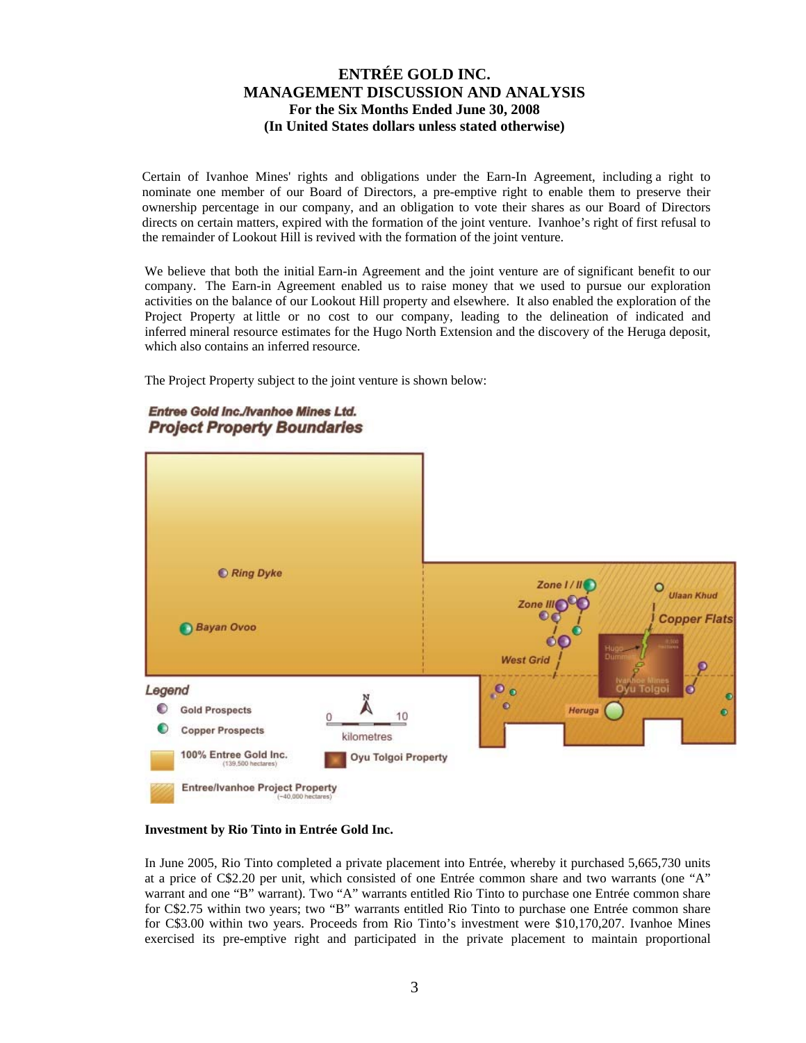Certain of Ivanhoe Mines' rights and obligations under the Earn-In Agreement, including a right to nominate one member of our Board of Directors, a pre-emptive right to enable them to preserve their ownership percentage in our company, and an obligation to vote their shares as our Board of Directors directs on certain matters, expired with the formation of the joint venture. Ivanhoe's right of first refusal to the remainder of Lookout Hill is revived with the formation of the joint venture.

We believe that both the initial Earn-in Agreement and the joint venture are of significant benefit to our company. The Earn-in Agreement enabled us to raise money that we used to pursue our exploration activities on the balance of our Lookout Hill property and elsewhere. It also enabled the exploration of the Project Property at little or no cost to our company, leading to the delineation of indicated and inferred mineral resource estimates for the Hugo North Extension and the discovery of the Heruga deposit, which also contains an inferred resource.

The Project Property subject to the joint venture is shown below:

**Entree Gold Inc./Ivanhoe Mines Ltd.**
**Project Property Boundaries**

**Investment by Rio Tinto in Entrée Gold Inc.**

In June 2005, Rio Tinto completed a private placement into Entrée, whereby it purchased 5,665,730 units at a price of C$2.20 per unit, which consisted of one Entrée common share and two warrants (one "A" warrant and one "B" warrant). Two "A" warrants entitled Rio Tinto to purchase one Entrée common share for C$2.75 within two years; two "B" warrants entitled Rio Tinto to purchase one Entrée common share for C$3.00 within two years. Proceeds from Rio Tinto's investment were $10,170,207. Ivanhoe Mines exercised its pre-emptive right and participated in the private placement to maintain proportional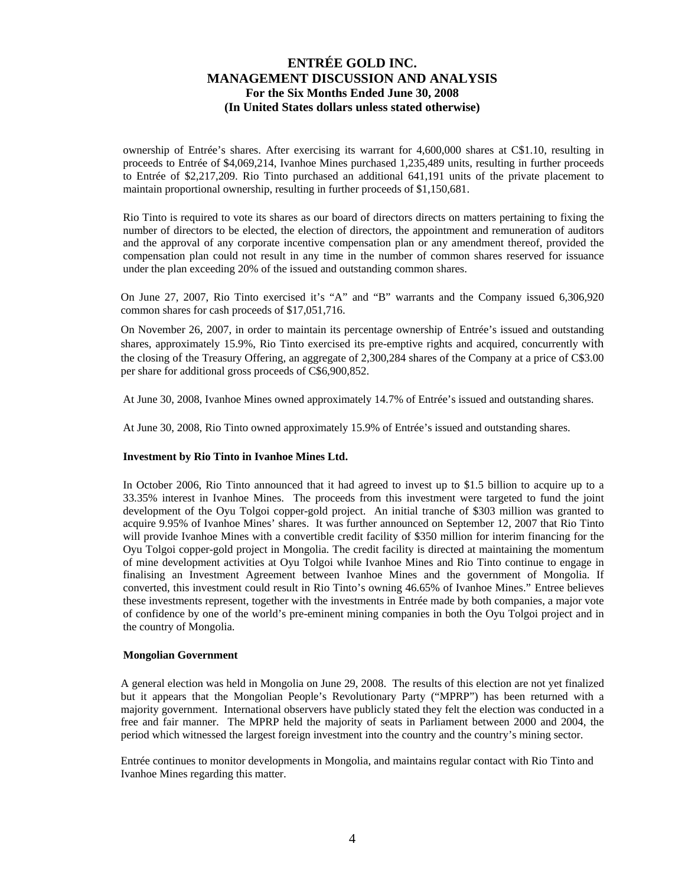ownership of Entrée's shares. After exercising its warrant for 4,600,000 shares at C$1.10, resulting in proceeds to Entrée of $4,069,214, Ivanhoe Mines purchased 1,235,489 units, resulting in further proceeds to Entrée of $2,217,209. Rio Tinto purchased an additional 641,191 units of the private placement to maintain proportional ownership, resulting in further proceeds of $1,150,681.

Rio Tinto is required to vote its shares as our board of directors directs on matters pertaining to fixing the number of directors to be elected, the election of directors, the appointment and remuneration of auditors and the approval of any corporate incentive compensation plan or any amendment thereof, provided the compensation plan could not result in any time in the number of common shares reserved for issuance under the plan exceeding 20% of the issued and outstanding common shares.

On June 27, 2007, Rio Tinto exercised it's "A" and "B" warrants and the Company issued 6,306,920 common shares for cash proceeds of $17,051,716.

On November 26, 2007, in order to maintain its percentage ownership of Entrée's issued and outstanding shares, approximately 15.9%, Rio Tinto exercised its pre-emptive rights and acquired, concurrently with the closing of the Treasury Offering, an aggregate of 2,300,284 shares of the Company at a price of C$3.00 per share for additional gross proceeds of C$6,900,852.

At June 30, 2008, Ivanhoe Mines owned approximately 14.7% of Entrée's issued and outstanding shares.

At June 30, 2008, Rio Tinto owned approximately 15.9% of Entrée's issued and outstanding shares.

**Investment by Rio Tinto in Ivanhoe Mines Ltd.**

In October 2006, Rio Tinto announced that it had agreed to invest up to $1.5 billion to acquire up to a 33.35% interest in Ivanhoe Mines. The proceeds from this investment were targeted to fund the joint development of the Oyu Tolgoi copper-gold project. An initial tranche of $303 million was granted to acquire 9.95% of Ivanhoe Mines' shares. It was further announced on September 12, 2007 that Rio Tinto will provide Ivanhoe Mines with a convertible credit facility of $350 million for interim financing for the Oyu Tolgoi copper-gold project in Mongolia. The credit facility is directed at maintaining the momentum of mine development activities at Oyu Tolgoi while Ivanhoe Mines and Rio Tinto continue to engage in finalising an Investment Agreement between Ivanhoe Mines and the government of Mongolia. If converted, this investment could result in Rio Tinto's owning 46.65% of Ivanhoe Mines." Entree believes these investments represent, together with the investments in Entrée made by both companies, a major vote of confidence by one of the world's pre-eminent mining companies in both the Oyu Tolgoi project and in the country of Mongolia.

**Mongolian Government**

A general election was held in Mongolia on June 29, 2008. The results of this election are not yet finalized but it appears that the Mongolian People's Revolutionary Party ("MPRP") has been returned with a majority government. International observers have publicly stated they felt the election was conducted in a free and fair manner. The MPRP held the majority of seats in Parliament between 2000 and 2004, the period which witnessed the largest foreign investment into the country and the country's mining sector.

Entrée continues to monitor developments in Mongolia, and maintains regular contact with Rio Tinto and Ivanhoe Mines regarding this matter.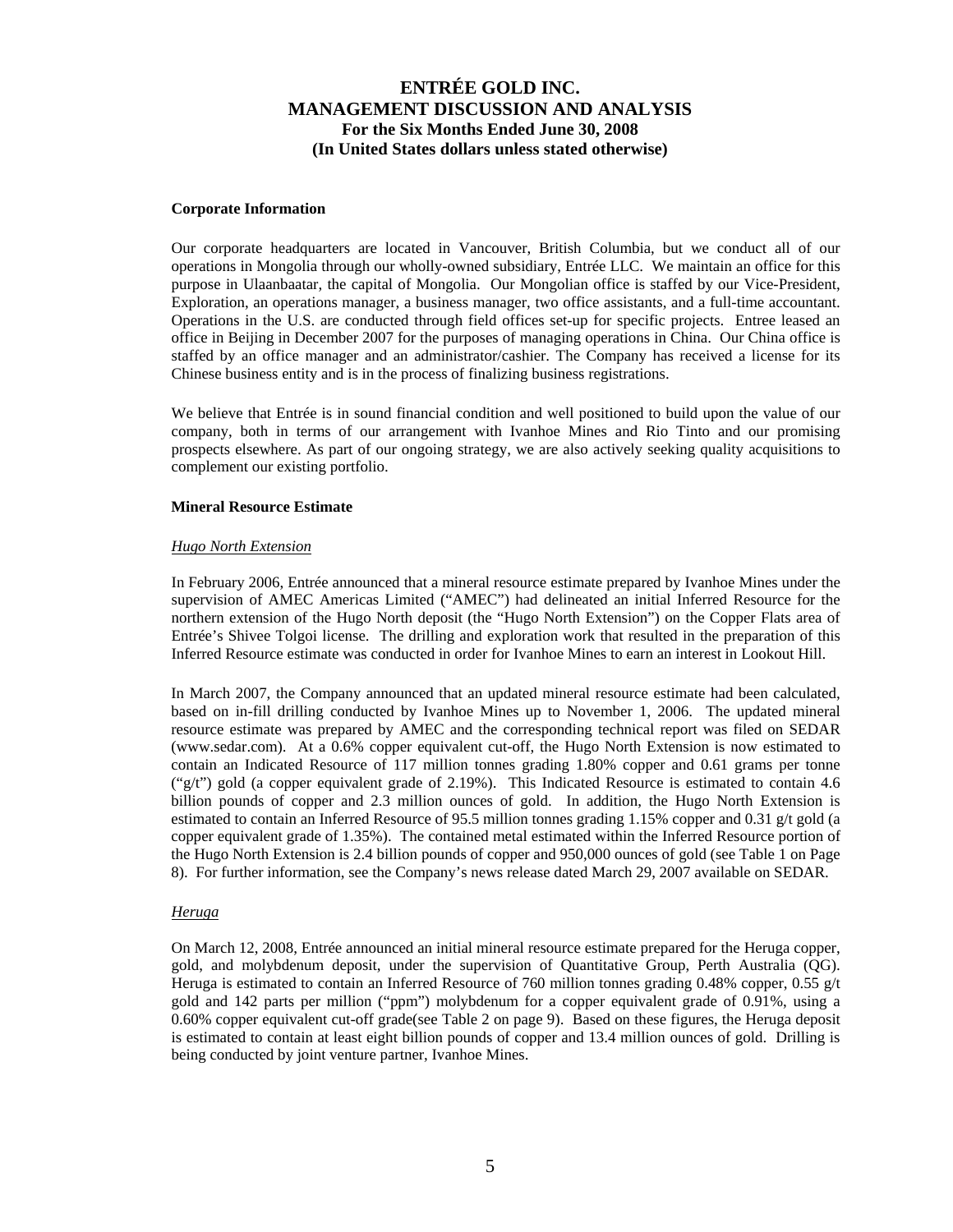# ENTRÉE GOLD INC.
# MANAGEMENT DISCUSSION AND ANALYSIS
## For the Six Months Ended June 30, 2008
## (In United States dollars unless stated otherwise)

**Corporate Information**

Our corporate headquarters are located in Vancouver, British Columbia, but we conduct all of our operations in Mongolia through our wholly-owned subsidiary, Entrée LLC. We maintain an office for this purpose in Ulaanbaatar, the capital of Mongolia. Our Mongolian office is staffed by our Vice-President, Exploration, an operations manager, a business manager, two office assistants, and a full-time accountant. Operations in the U.S. are conducted through field offices set-up for specific projects. Entree leased an office in Beijing in December 2007 for the purposes of managing operations in China. Our China office is staffed by an office manager and an administrator/cashier. The Company has received a license for its Chinese business entity and is in the process of finalizing business registrations.

We believe that Entrée is in sound financial condition and well positioned to build upon the value of our company, both in terms of our arrangement with Ivanhoe Mines and Rio Tinto and our promising prospects elsewhere. As part of our ongoing strategy, we are also actively seeking quality acquisitions to complement our existing portfolio.

**Mineral Resource Estimate**

*Hugo North Extension*

In February 2006, Entrée announced that a mineral resource estimate prepared by Ivanhoe Mines under the supervision of AMEC Americas Limited ("AMEC") had delineated an initial Inferred Resource for the northern extension of the Hugo North deposit (the "Hugo North Extension") on the Copper Flats area of Entrée's Shivee Tolgoi license. The drilling and exploration work that resulted in the preparation of this Inferred Resource estimate was conducted in order for Ivanhoe Mines to earn an interest in Lookout Hill.

In March 2007, the Company announced that an updated mineral resource estimate had been calculated, based on in-fill drilling conducted by Ivanhoe Mines up to November 1, 2006. The updated mineral resource estimate was prepared by AMEC and the corresponding technical report was filed on SEDAR (www.sedar.com). At a 0.6% copper equivalent cut-off, the Hugo North Extension is now estimated to contain an Indicated Resource of 117 million tonnes grading 1.80% copper and 0.61 grams per tonne ("g/t") gold (a copper equivalent grade of 2.19%). This Indicated Resource is estimated to contain 4.6 billion pounds of copper and 2.3 million ounces of gold. In addition, the Hugo North Extension is estimated to contain an Inferred Resource of 95.5 million tonnes grading 1.15% copper and 0.31 g/t gold (a copper equivalent grade of 1.35%). The contained metal estimated within the Inferred Resource portion of the Hugo North Extension is 2.4 billion pounds of copper and 950,000 ounces of gold (see Table 1 on Page 8). For further information, see the Company's news release dated March 29, 2007 available on SEDAR.

*Heruga*

On March 12, 2008, Entrée announced an initial mineral resource estimate prepared for the Heruga copper, gold, and molybdenum deposit, under the supervision of Quantitative Group, Perth Australia (QG). Heruga is estimated to contain an Inferred Resource of 760 million tonnes grading 0.48% copper, 0.55 g/t gold and 142 parts per million ("ppm") molybdenum for a copper equivalent grade of 0.91%, using a 0.60% copper equivalent cut-off grade(see Table 2 on page 9). Based on these figures, the Heruga deposit is estimated to contain at least eight billion pounds of copper and 13.4 million ounces of gold. Drilling is being conducted by joint venture partner, Ivanhoe Mines.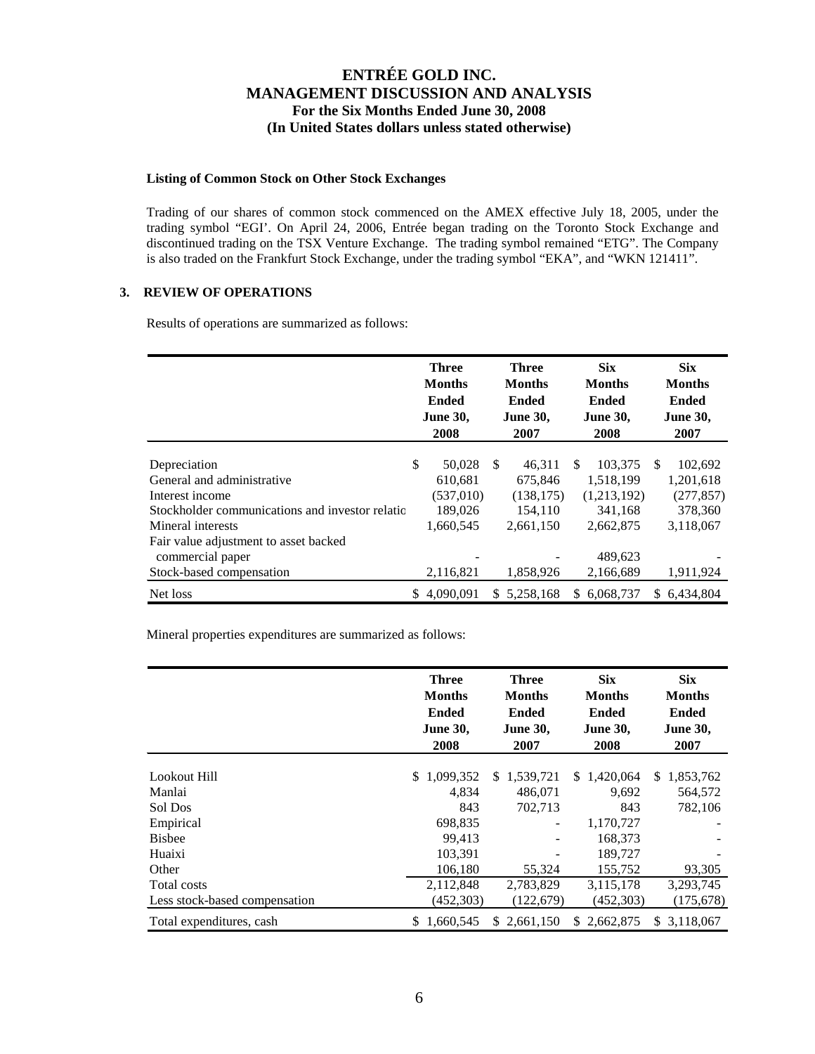**Listing of Common Stock on Other Stock Exchanges**

Trading of our shares of common stock commenced on the AMEX effective July 18, 2005, under the trading symbol "EGI'. On April 24, 2006, Entrée began trading on the Toronto Stock Exchange and discontinued trading on the TSX Venture Exchange. The trading symbol remained "ETG". The Company is also traded on the Frankfurt Stock Exchange, under the trading symbol "EKA", and "WKN 121411".

## 3. REVIEW OF OPERATIONS

Results of operations are summarized as follows:

| | Three Months Ended June 30, 2008 | Three Months Ended June 30, 2007 | Six Months Ended June 30, 2008 | Six Months Ended June 30, 2007 |
|---|---|---|---|---|
| Depreciation | $ 50,028 | $ 46,311 | $ 103,375 | $ 102,692 |
| General and administrative | 610,681 | 675,846 | 1,518,199 | 1,201,618 |
| Interest income | (537,010) | (138,175) | (1,213,192) | (277,857) |
| Stockholder communications and investor relatio | 189,026 | 154,110 | 341,168 | 378,360 |
| Mineral interests | 1,660,545 | 2,661,150 | 2,662,875 | 3,118,067 |
| Fair value adjustment to asset backed commercial paper | - | - | 489,623 | - |
| Stock-based compensation | 2,116,821 | 1,858,926 | 2,166,689 | 1,911,924 |
| Net loss | $ 4,090,091 | $ 5,258,168 | $ 6,068,737 | $ 6,434,804 |

Mineral properties expenditures are summarized as follows:

| | Three Months Ended June 30, 2008 | Three Months Ended June 30, 2007 | Six Months Ended June 30, 2008 | Six Months Ended June 30, 2007 |
|---|---|---|---|---|
| Lookout Hill | $ 1,099,352 | $ 1,539,721 | $ 1,420,064 | $ 1,853,762 |
| Manlai | 4,834 | 486,071 | 9,692 | 564,572 |
| Sol Dos | 843 | 702,713 | 843 | 782,106 |
| Empirical | 698,835 | - | 1,170,727 | - |
| Bisbee | 99,413 | - | 168,373 | - |
| Huaixi | 103,391 | - | 189,727 | - |
| Other | 106,180 | 55,324 | 155,752 | 93,305 |
| Total costs | 2,112,848 | 2,783,829 | 3,115,178 | 3,293,745 |
| Less stock-based compensation | (452,303) | (122,679) | (452,303) | (175,678) |
| Total expenditures, cash | $ 1,660,545 | $ 2,661,150 | $ 2,662,875 | $ 3,118,067 |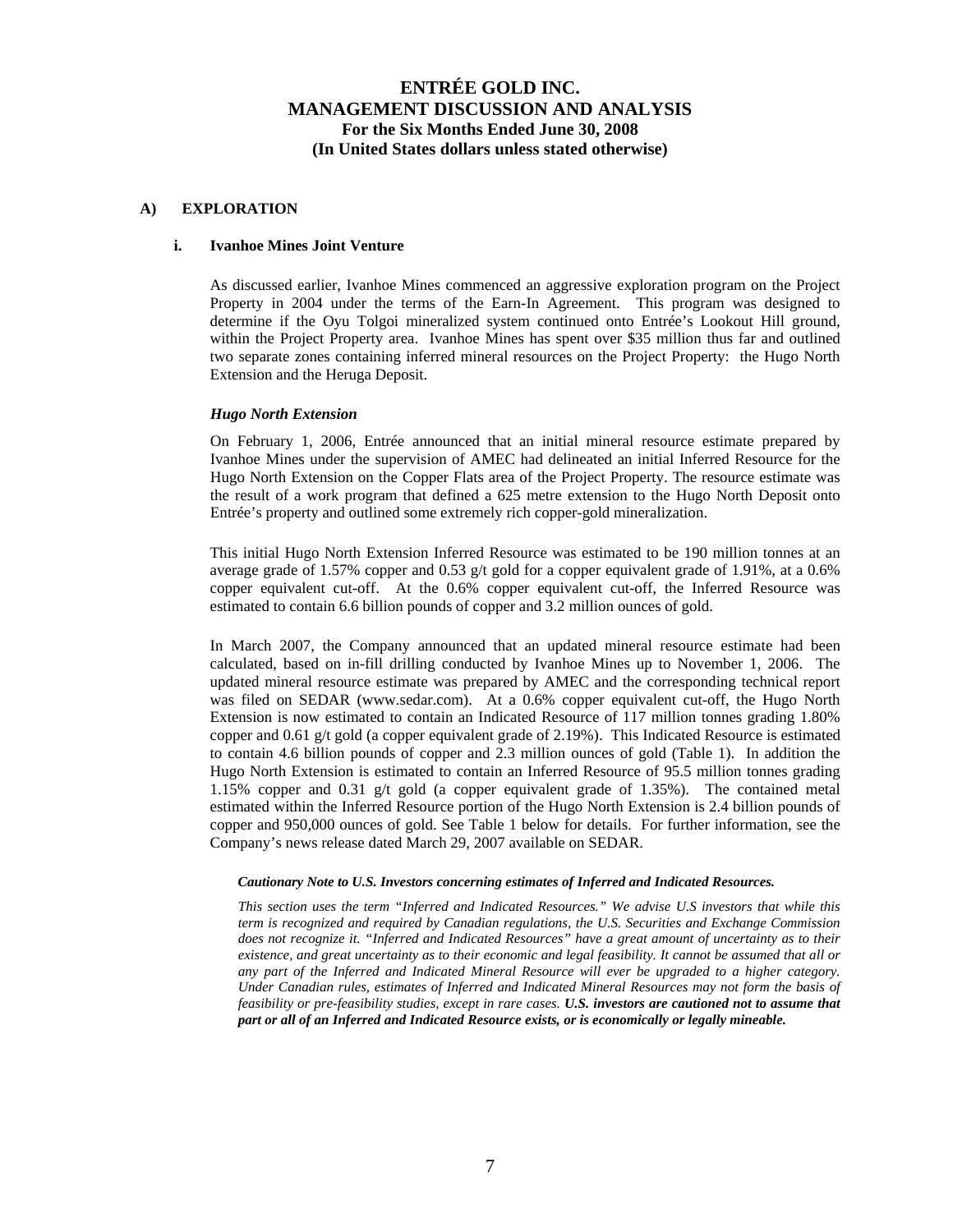### A) EXPLORATION

#### i. Ivanhoe Mines Joint Venture

As discussed earlier, Ivanhoe Mines commenced an aggressive exploration program on the Project Property in 2004 under the terms of the Earn-In Agreement. This program was designed to determine if the Oyu Tolgoi mineralized system continued onto Entrée's Lookout Hill ground, within the Project Property area. Ivanhoe Mines has spent over $35 million thus far and outlined two separate zones containing inferred mineral resources on the Project Property: the Hugo North Extension and the Heruga Deposit.

***Hugo North Extension***

On February 1, 2006, Entrée announced that an initial mineral resource estimate prepared by Ivanhoe Mines under the supervision of AMEC had delineated an initial Inferred Resource for the Hugo North Extension on the Copper Flats area of the Project Property. The resource estimate was the result of a work program that defined a 625 metre extension to the Hugo North Deposit onto Entrée's property and outlined some extremely rich copper-gold mineralization.

This initial Hugo North Extension Inferred Resource was estimated to be 190 million tonnes at an average grade of 1.57% copper and 0.53 g/t gold for a copper equivalent grade of 1.91%, at a 0.6% copper equivalent cut-off. At the 0.6% copper equivalent cut-off, the Inferred Resource was estimated to contain 6.6 billion pounds of copper and 3.2 million ounces of gold.

In March 2007, the Company announced that an updated mineral resource estimate had been calculated, based on in-fill drilling conducted by Ivanhoe Mines up to November 1, 2006. The updated mineral resource estimate was prepared by AMEC and the corresponding technical report was filed on SEDAR (www.sedar.com). At a 0.6% copper equivalent cut-off, the Hugo North Extension is now estimated to contain an Indicated Resource of 117 million tonnes grading 1.80% copper and 0.61 g/t gold (a copper equivalent grade of 2.19%). This Indicated Resource is estimated to contain 4.6 billion pounds of copper and 2.3 million ounces of gold (Table 1). In addition the Hugo North Extension is estimated to contain an Inferred Resource of 95.5 million tonnes grading 1.15% copper and 0.31 g/t gold (a copper equivalent grade of 1.35%). The contained metal estimated within the Inferred Resource portion of the Hugo North Extension is 2.4 billion pounds of copper and 950,000 ounces of gold. See Table 1 below for details. For further information, see the Company's news release dated March 29, 2007 available on SEDAR.

***Cautionary Note to U.S. Investors concerning estimates of Inferred and Indicated Resources.***

*This section uses the term "Inferred and Indicated Resources." We advise U.S investors that while this term is recognized and required by Canadian regulations, the U.S. Securities and Exchange Commission does not recognize it. "Inferred and Indicated Resources" have a great amount of uncertainty as to their existence, and great uncertainty as to their economic and legal feasibility. It cannot be assumed that all or any part of the Inferred and Indicated Mineral Resource will ever be upgraded to a higher category. Under Canadian rules, estimates of Inferred and Indicated Mineral Resources may not form the basis of feasibility or pre-feasibility studies, except in rare cases.* ***U.S. investors are cautioned not to assume that part or all of an Inferred and Indicated Resource exists, or is economically or legally mineable.***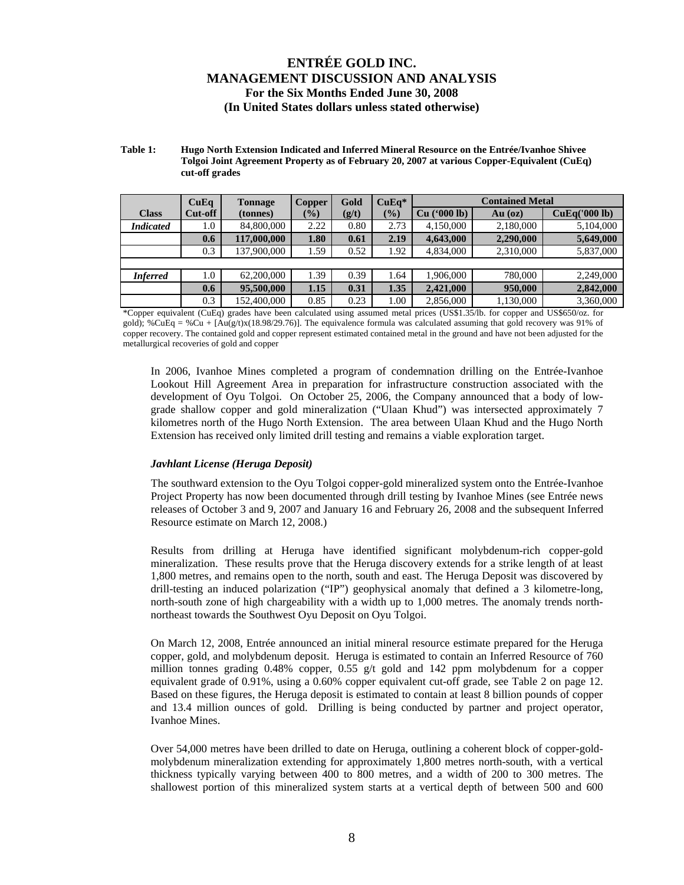**Table 1: Hugo North Extension Indicated and Inferred Mineral Resource on the Entrée/Ivanhoe Shivee Tolgoi Joint Agreement Property as of February 20, 2007 at various Copper-Equivalent (CuEq) cut-off grades**

| Class | CuEq Cut-off | Tonnage (tonnes) | Copper (%) | Gold (g/t) | CuEq* (%) | Contained Metal | | |
|---|---|---|---|---|---|---|---|---|
| | | | | | | Cu ('000 lb) | Au (oz) | CuEq('000 lb) |
| ***Indicated*** | 1.0 | 84,800,000 | 2.22 | 0.80 | 2.73 | 4,150,000 | 2,180,000 | 5,104,000 |
| | **0.6** | **117,000,000** | **1.80** | **0.61** | **2.19** | **4,643,000** | **2,290,000** | **5,649,000** |
| | 0.3 | 137,900,000 | 1.59 | 0.52 | 1.92 | 4,834,000 | 2,310,000 | 5,837,000 |
| | | | | | | | | |
| ***Inferred*** | 1.0 | 62,200,000 | 1.39 | 0.39 | 1.64 | 1,906,000 | 780,000 | 2,249,000 |
| | **0.6** | **95,500,000** | **1.15** | **0.31** | **1.35** | **2,421,000** | **950,000** | **2,842,000** |
| | 0.3 | 152,400,000 | 0.85 | 0.23 | 1.00 | 2,856,000 | 1,130,000 | 3,360,000 |

*Copper equivalent (CuEq) grades have been calculated using assumed metal prices (US$1.35/lb. for copper and US$650/oz. for gold); %CuEq = %Cu + [Au(g/t)x(18.98/29.76)]. The equivalence formula was calculated assuming that gold recovery was 91% of copper recovery. The contained gold and copper represent estimated contained metal in the ground and have not been adjusted for the metallurgical recoveries of gold and copper

In 2006, Ivanhoe Mines completed a program of condemnation drilling on the Entrée-Ivanhoe Lookout Hill Agreement Area in preparation for infrastructure construction associated with the development of Oyu Tolgoi. On October 25, 2006, the Company announced that a body of low-grade shallow copper and gold mineralization ("Ulaan Khud") was intersected approximately 7 kilometres north of the Hugo North Extension. The area between Ulaan Khud and the Hugo North Extension has received only limited drill testing and remains a viable exploration target.

***Javhlant License (Heruga Deposit)***

The southward extension to the Oyu Tolgoi copper-gold mineralized system onto the Entrée-Ivanhoe Project Property has now been documented through drill testing by Ivanhoe Mines (see Entrée news releases of October 3 and 9, 2007 and January 16 and February 26, 2008 and the subsequent Inferred Resource estimate on March 12, 2008.)

Results from drilling at Heruga have identified significant molybdenum-rich copper-gold mineralization. These results prove that the Heruga discovery extends for a strike length of at least 1,800 metres, and remains open to the north, south and east. The Heruga Deposit was discovered by drill-testing an induced polarization ("IP") geophysical anomaly that defined a 3 kilometre-long, north-south zone of high chargeability with a width up to 1,000 metres. The anomaly trends north-northeast towards the Southwest Oyu Deposit on Oyu Tolgoi.

On March 12, 2008, Entrée announced an initial mineral resource estimate prepared for the Heruga copper, gold, and molybdenum deposit. Heruga is estimated to contain an Inferred Resource of 760 million tonnes grading 0.48% copper, 0.55 g/t gold and 142 ppm molybdenum for a copper equivalent grade of 0.91%, using a 0.60% copper equivalent cut-off grade, see Table 2 on page 12. Based on these figures, the Heruga deposit is estimated to contain at least 8 billion pounds of copper and 13.4 million ounces of gold. Drilling is being conducted by partner and project operator, Ivanhoe Mines.

Over 54,000 metres have been drilled to date on Heruga, outlining a coherent block of copper-gold-molybdenum mineralization extending for approximately 1,800 metres north-south, with a vertical thickness typically varying between 400 to 800 metres, and a width of 200 to 300 metres. The shallowest portion of this mineralized system starts at a vertical depth of between 500 and 600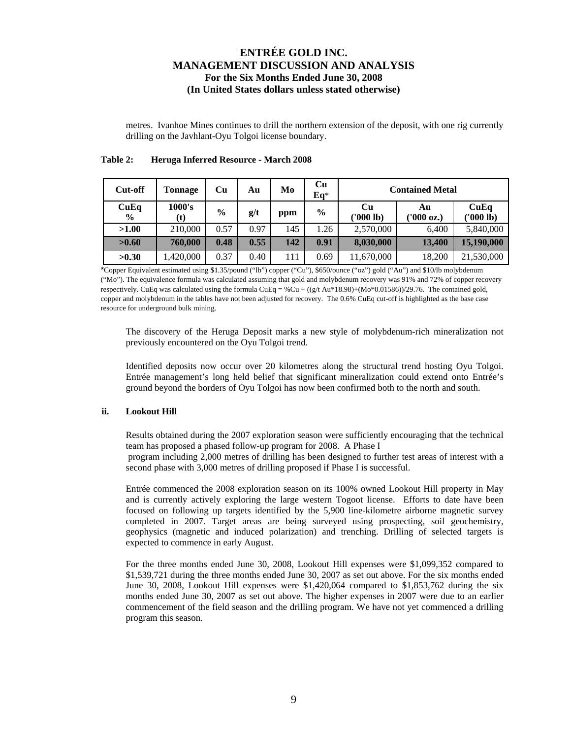metres. Ivanhoe Mines continues to drill the northern extension of the deposit, with one rig currently drilling on the Javhlant-Oyu Tolgoi license boundary.

**Table 2: Heruga Inferred Resource - March 2008**

| Cut-off | Tonnage | Cu | Au | Mo | Cu Eq* | Contained Metal | | |
|---|---|---|---|---|---|---|---|---|
| **CuEq %** | **1000's (t)** | **%** | **g/t** | **ppm** | **%** | **Cu ('000 lb)** | **Au ('000 oz.)** | **CuEq ('000 lb)** |
| **>1.00** | 210,000 | 0.57 | 0.97 | 145 | 1.26 | 2,570,000 | 6,400 | 5,840,000 |
| **>0.60** | **760,000** | **0.48** | **0.55** | **142** | **0.91** | **8,030,000** | **13,400** | **15,190,000** |
| **>0.30** | 1,420,000 | 0.37 | 0.40 | 111 | 0.69 | 11,670,000 | 18,200 | 21,530,000 |

*Copper Equivalent estimated using $1.35/pound ("lb") copper ("Cu"), $650/ounce ("oz") gold ("Au") and $10/lb molybdenum ("Mo"). The equivalence formula was calculated assuming that gold and molybdenum recovery was 91% and 72% of copper recovery respectively. CuEq was calculated using the formula CuEq = %Cu + ((g/t Au*18.98)+(Mo*0.01586))/29.76. The contained gold, copper and molybdenum in the tables have not been adjusted for recovery. The 0.6% CuEq cut-off is highlighted as the base case resource for underground bulk mining.

The discovery of the Heruga Deposit marks a new style of molybdenum-rich mineralization not previously encountered on the Oyu Tolgoi trend.

Identified deposits now occur over 20 kilometres along the structural trend hosting Oyu Tolgoi. Entrée management's long held belief that significant mineralization could extend onto Entrée's ground beyond the borders of Oyu Tolgoi has now been confirmed both to the north and south.

### ii. Lookout Hill

Results obtained during the 2007 exploration season were sufficiently encouraging that the technical team has proposed a phased follow-up program for 2008. A Phase I program including 2,000 metres of drilling has been designed to further test areas of interest with a second phase with 3,000 metres of drilling proposed if Phase I is successful.

Entrée commenced the 2008 exploration season on its 100% owned Lookout Hill property in May and is currently actively exploring the large western Togoot license. Efforts to date have been focused on following up targets identified by the 5,900 line-kilometre airborne magnetic survey completed in 2007. Target areas are being surveyed using prospecting, soil geochemistry, geophysics (magnetic and induced polarization) and trenching. Drilling of selected targets is expected to commence in early August.

For the three months ended June 30, 2008, Lookout Hill expenses were $1,099,352 compared to $1,539,721 during the three months ended June 30, 2007 as set out above. For the six months ended June 30, 2008, Lookout Hill expenses were $1,420,064 compared to $1,853,762 during the six months ended June 30, 2007 as set out above. The higher expenses in 2007 were due to an earlier commencement of the field season and the drilling program. We have not yet commenced a drilling program this season.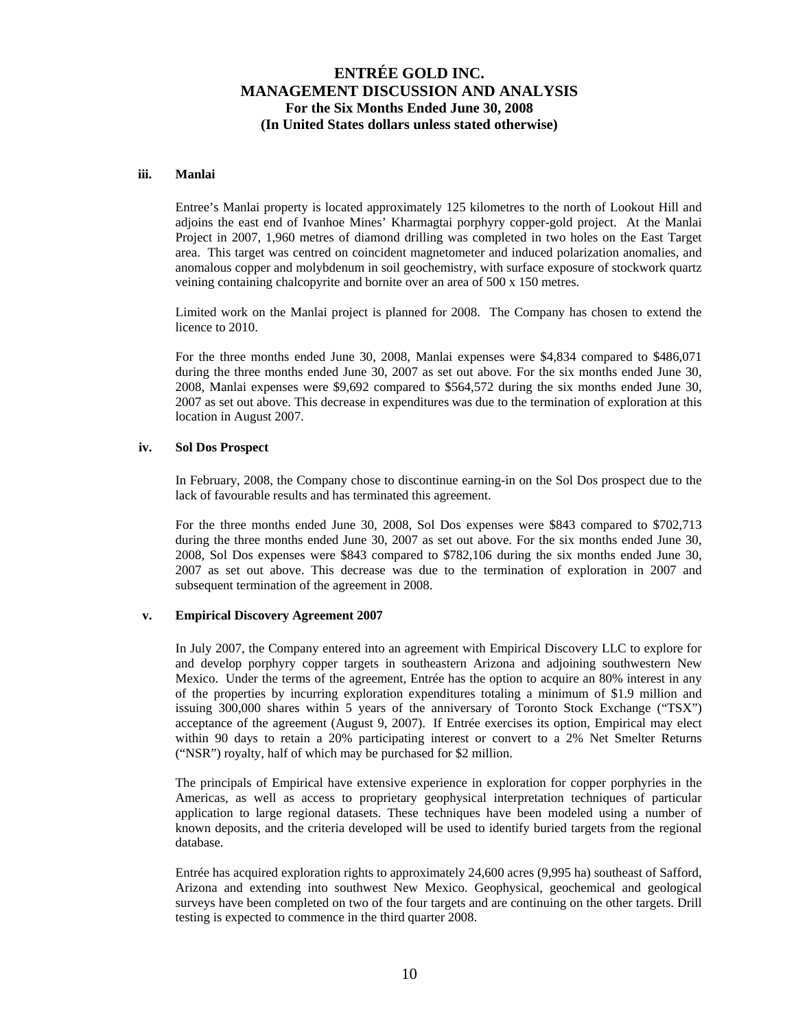### iii. Manlai

Entree's Manlai property is located approximately 125 kilometres to the north of Lookout Hill and adjoins the east end of Ivanhoe Mines' Kharmagtai porphyry copper-gold project. At the Manlai Project in 2007, 1,960 metres of diamond drilling was completed in two holes on the East Target area. This target was centred on coincident magnetometer and induced polarization anomalies, and anomalous copper and molybdenum in soil geochemistry, with surface exposure of stockwork quartz veining containing chalcopyrite and bornite over an area of 500 x 150 metres.

Limited work on the Manlai project is planned for 2008. The Company has chosen to extend the licence to 2010.

For the three months ended June 30, 2008, Manlai expenses were $4,834 compared to $486,071 during the three months ended June 30, 2007 as set out above. For the six months ended June 30, 2008, Manlai expenses were $9,692 compared to $564,572 during the six months ended June 30, 2007 as set out above. This decrease in expenditures was due to the termination of exploration at this location in August 2007.

### iv. Sol Dos Prospect

In February, 2008, the Company chose to discontinue earning-in on the Sol Dos prospect due to the lack of favourable results and has terminated this agreement.

For the three months ended June 30, 2008, Sol Dos expenses were $843 compared to $702,713 during the three months ended June 30, 2007 as set out above. For the six months ended June 30, 2008, Sol Dos expenses were $843 compared to $782,106 during the six months ended June 30, 2007 as set out above. This decrease was due to the termination of exploration in 2007 and subsequent termination of the agreement in 2008.

### v. Empirical Discovery Agreement 2007

In July 2007, the Company entered into an agreement with Empirical Discovery LLC to explore for and develop porphyry copper targets in southeastern Arizona and adjoining southwestern New Mexico. Under the terms of the agreement, Entrée has the option to acquire an 80% interest in any of the properties by incurring exploration expenditures totaling a minimum of $1.9 million and issuing 300,000 shares within 5 years of the anniversary of Toronto Stock Exchange ("TSX") acceptance of the agreement (August 9, 2007). If Entrée exercises its option, Empirical may elect within 90 days to retain a 20% participating interest or convert to a 2% Net Smelter Returns ("NSR") royalty, half of which may be purchased for $2 million.

The principals of Empirical have extensive experience in exploration for copper porphyries in the Americas, as well as access to proprietary geophysical interpretation techniques of particular application to large regional datasets. These techniques have been modeled using a number of known deposits, and the criteria developed will be used to identify buried targets from the regional database.

Entrée has acquired exploration rights to approximately 24,600 acres (9,995 ha) southeast of Safford, Arizona and extending into southwest New Mexico. Geophysical, geochemical and geological surveys have been completed on two of the four targets and are continuing on the other targets. Drill testing is expected to commence in the third quarter 2008.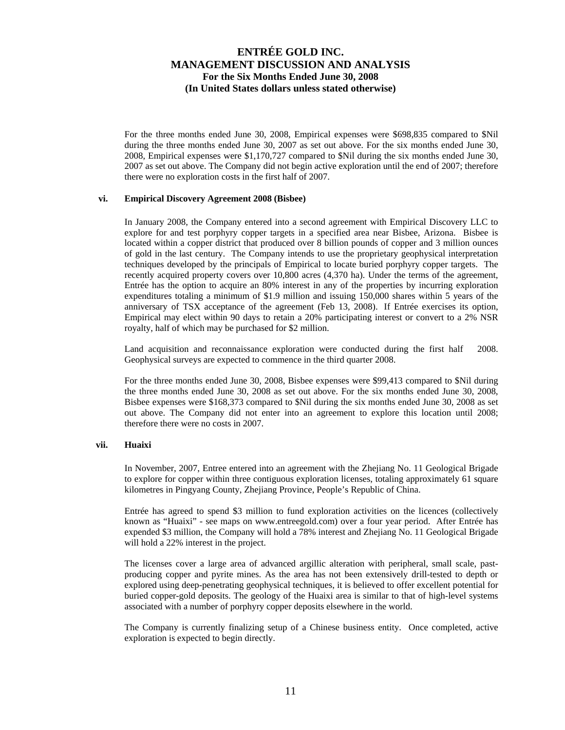For the three months ended June 30, 2008, Empirical expenses were $698,835 compared to $Nil during the three months ended June 30, 2007 as set out above. For the six months ended June 30, 2008, Empirical expenses were $1,170,727 compared to $Nil during the six months ended June 30, 2007 as set out above. The Company did not begin active exploration until the end of 2007; therefore there were no exploration costs in the first half of 2007.

### vi. Empirical Discovery Agreement 2008 (Bisbee)

In January 2008, the Company entered into a second agreement with Empirical Discovery LLC to explore for and test porphyry copper targets in a specified area near Bisbee, Arizona. Bisbee is located within a copper district that produced over 8 billion pounds of copper and 3 million ounces of gold in the last century. The Company intends to use the proprietary geophysical interpretation techniques developed by the principals of Empirical to locate buried porphyry copper targets. The recently acquired property covers over 10,800 acres (4,370 ha). Under the terms of the agreement, Entrée has the option to acquire an 80% interest in any of the properties by incurring exploration expenditures totaling a minimum of $1.9 million and issuing 150,000 shares within 5 years of the anniversary of TSX acceptance of the agreement (Feb 13, 2008). If Entrée exercises its option, Empirical may elect within 90 days to retain a 20% participating interest or convert to a 2% NSR royalty, half of which may be purchased for $2 million.

Land acquisition and reconnaissance exploration were conducted during the first half 2008. Geophysical surveys are expected to commence in the third quarter 2008.

For the three months ended June 30, 2008, Bisbee expenses were $99,413 compared to $Nil during the three months ended June 30, 2008 as set out above. For the six months ended June 30, 2008, Bisbee expenses were $168,373 compared to $Nil during the six months ended June 30, 2008 as set out above. The Company did not enter into an agreement to explore this location until 2008; therefore there were no costs in 2007.

### vii. Huaixi

In November, 2007, Entree entered into an agreement with the Zhejiang No. 11 Geological Brigade to explore for copper within three contiguous exploration licenses, totaling approximately 61 square kilometres in Pingyang County, Zhejiang Province, People's Republic of China.

Entrée has agreed to spend $3 million to fund exploration activities on the licences (collectively known as "Huaixi" - see maps on www.entreegold.com) over a four year period. After Entrée has expended $3 million, the Company will hold a 78% interest and Zhejiang No. 11 Geological Brigade will hold a 22% interest in the project.

The licenses cover a large area of advanced argillic alteration with peripheral, small scale, past-producing copper and pyrite mines. As the area has not been extensively drill-tested to depth or explored using deep-penetrating geophysical techniques, it is believed to offer excellent potential for buried copper-gold deposits. The geology of the Huaixi area is similar to that of high-level systems associated with a number of porphyry copper deposits elsewhere in the world.

The Company is currently finalizing setup of a Chinese business entity. Once completed, active exploration is expected to begin directly.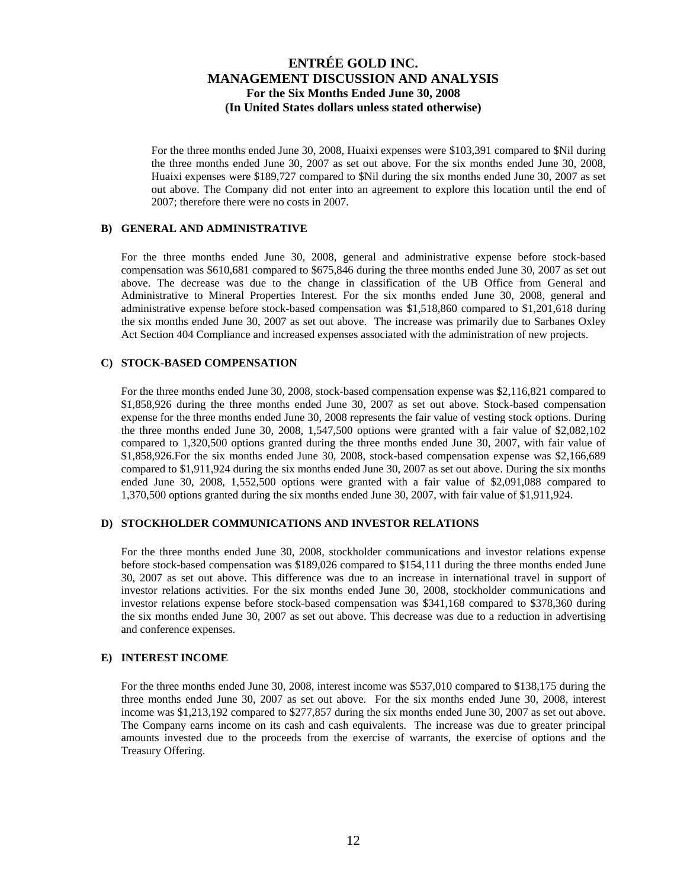For the three months ended June 30, 2008, Huaixi expenses were $103,391 compared to $Nil during the three months ended June 30, 2007 as set out above. For the six months ended June 30, 2008, Huaixi expenses were $189,727 compared to $Nil during the six months ended June 30, 2007 as set out above. The Company did not enter into an agreement to explore this location until the end of 2007; therefore there were no costs in 2007.

### B) GENERAL AND ADMINISTRATIVE

For the three months ended June 30, 2008, general and administrative expense before stock-based compensation was $610,681 compared to $675,846 during the three months ended June 30, 2007 as set out above. The decrease was due to the change in classification of the UB Office from General and Administrative to Mineral Properties Interest. For the six months ended June 30, 2008, general and administrative expense before stock-based compensation was $1,518,860 compared to $1,201,618 during the six months ended June 30, 2007 as set out above. The increase was primarily due to Sarbanes Oxley Act Section 404 Compliance and increased expenses associated with the administration of new projects.

### C) STOCK-BASED COMPENSATION

For the three months ended June 30, 2008, stock-based compensation expense was $2,116,821 compared to $1,858,926 during the three months ended June 30, 2007 as set out above. Stock-based compensation expense for the three months ended June 30, 2008 represents the fair value of vesting stock options. During the three months ended June 30, 2008, 1,547,500 options were granted with a fair value of $2,082,102 compared to 1,320,500 options granted during the three months ended June 30, 2007, with fair value of $1,858,926.For the six months ended June 30, 2008, stock-based compensation expense was $2,166,689 compared to $1,911,924 during the six months ended June 30, 2007 as set out above. During the six months ended June 30, 2008, 1,552,500 options were granted with a fair value of $2,091,088 compared to 1,370,500 options granted during the six months ended June 30, 2007, with fair value of $1,911,924.

### D) STOCKHOLDER COMMUNICATIONS AND INVESTOR RELATIONS

For the three months ended June 30, 2008, stockholder communications and investor relations expense before stock-based compensation was $189,026 compared to $154,111 during the three months ended June 30, 2007 as set out above. This difference was due to an increase in international travel in support of investor relations activities. For the six months ended June 30, 2008, stockholder communications and investor relations expense before stock-based compensation was $341,168 compared to $378,360 during the six months ended June 30, 2007 as set out above. This decrease was due to a reduction in advertising and conference expenses.

### E) INTEREST INCOME

For the three months ended June 30, 2008, interest income was $537,010 compared to $138,175 during the three months ended June 30, 2007 as set out above. For the six months ended June 30, 2008, interest income was $1,213,192 compared to $277,857 during the six months ended June 30, 2007 as set out above. The Company earns income on its cash and cash equivalents. The increase was due to greater principal amounts invested due to the proceeds from the exercise of warrants, the exercise of options and the Treasury Offering.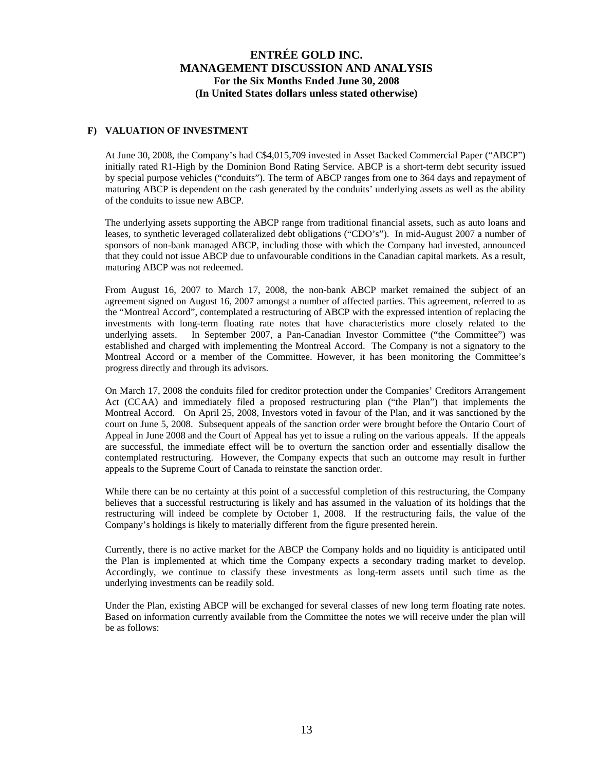### F) VALUATION OF INVESTMENT

At June 30, 2008, the Company's had C$4,015,709 invested in Asset Backed Commercial Paper ("ABCP") initially rated R1-High by the Dominion Bond Rating Service. ABCP is a short-term debt security issued by special purpose vehicles ("conduits"). The term of ABCP ranges from one to 364 days and repayment of maturing ABCP is dependent on the cash generated by the conduits' underlying assets as well as the ability of the conduits to issue new ABCP.

The underlying assets supporting the ABCP range from traditional financial assets, such as auto loans and leases, to synthetic leveraged collateralized debt obligations ("CDO's"). In mid-August 2007 a number of sponsors of non-bank managed ABCP, including those with which the Company had invested, announced that they could not issue ABCP due to unfavourable conditions in the Canadian capital markets. As a result, maturing ABCP was not redeemed.

From August 16, 2007 to March 17, 2008, the non-bank ABCP market remained the subject of an agreement signed on August 16, 2007 amongst a number of affected parties. This agreement, referred to as the "Montreal Accord", contemplated a restructuring of ABCP with the expressed intention of replacing the investments with long-term floating rate notes that have characteristics more closely related to the underlying assets. In September 2007, a Pan-Canadian Investor Committee ("the Committee") was established and charged with implementing the Montreal Accord. The Company is not a signatory to the Montreal Accord or a member of the Committee. However, it has been monitoring the Committee's progress directly and through its advisors.

On March 17, 2008 the conduits filed for creditor protection under the Companies' Creditors Arrangement Act (CCAA) and immediately filed a proposed restructuring plan ("the Plan") that implements the Montreal Accord. On April 25, 2008, Investors voted in favour of the Plan, and it was sanctioned by the court on June 5, 2008. Subsequent appeals of the sanction order were brought before the Ontario Court of Appeal in June 2008 and the Court of Appeal has yet to issue a ruling on the various appeals. If the appeals are successful, the immediate effect will be to overturn the sanction order and essentially disallow the contemplated restructuring. However, the Company expects that such an outcome may result in further appeals to the Supreme Court of Canada to reinstate the sanction order.

While there can be no certainty at this point of a successful completion of this restructuring, the Company believes that a successful restructuring is likely and has assumed in the valuation of its holdings that the restructuring will indeed be complete by October 1, 2008. If the restructuring fails, the value of the Company's holdings is likely to materially different from the figure presented herein.

Currently, there is no active market for the ABCP the Company holds and no liquidity is anticipated until the Plan is implemented at which time the Company expects a secondary trading market to develop. Accordingly, we continue to classify these investments as long-term assets until such time as the underlying investments can be readily sold.

Under the Plan, existing ABCP will be exchanged for several classes of new long term floating rate notes. Based on information currently available from the Committee the notes we will receive under the plan will be as follows: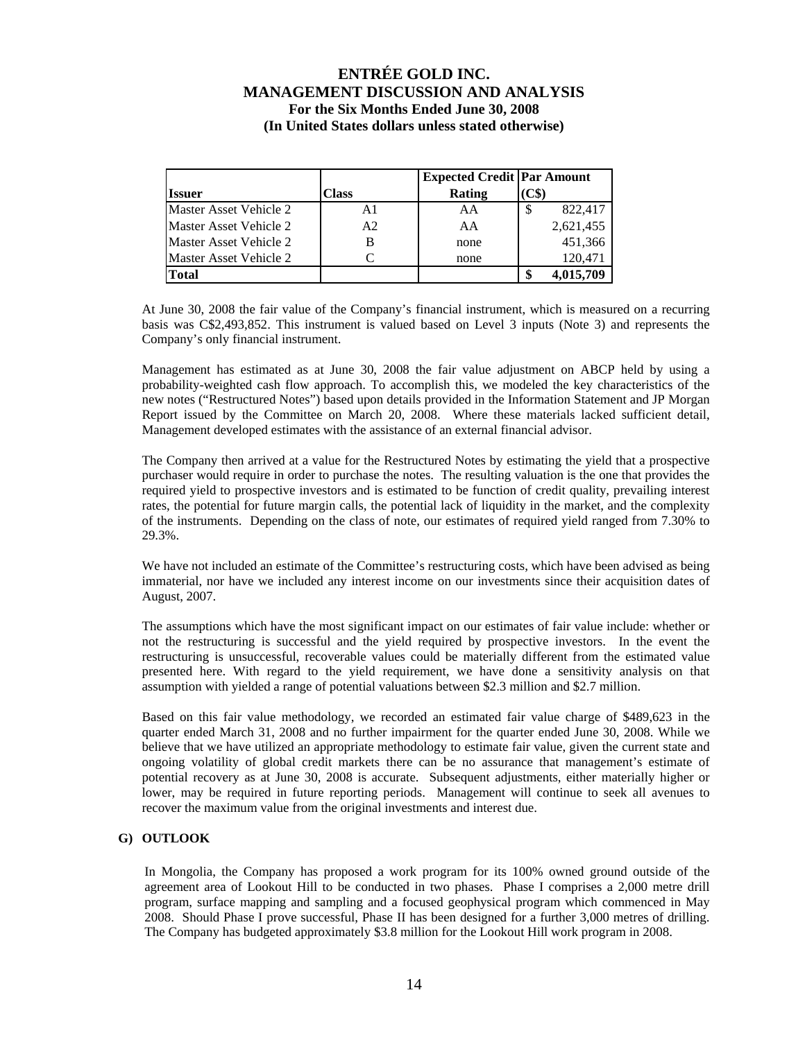| Issuer | Class | Expected Credit Rating | Par Amount (C$) |
| --- | --- | --- | --- |
| Master Asset Vehicle 2 | A1 | AA | $ 822,417 |
| Master Asset Vehicle 2 | A2 | AA | 2,621,455 |
| Master Asset Vehicle 2 | B | none | 451,366 |
| Master Asset Vehicle 2 | C | none | 120,471 |
| **Total** | | | **$ 4,015,709** |

At June 30, 2008 the fair value of the Company's financial instrument, which is measured on a recurring basis was C$2,493,852. This instrument is valued based on Level 3 inputs (Note 3) and represents the Company's only financial instrument.

Management has estimated as at June 30, 2008 the fair value adjustment on ABCP held by using a probability-weighted cash flow approach. To accomplish this, we modeled the key characteristics of the new notes ("Restructured Notes") based upon details provided in the Information Statement and JP Morgan Report issued by the Committee on March 20, 2008. Where these materials lacked sufficient detail, Management developed estimates with the assistance of an external financial advisor.

The Company then arrived at a value for the Restructured Notes by estimating the yield that a prospective purchaser would require in order to purchase the notes. The resulting valuation is the one that provides the required yield to prospective investors and is estimated to be function of credit quality, prevailing interest rates, the potential for future margin calls, the potential lack of liquidity in the market, and the complexity of the instruments. Depending on the class of note, our estimates of required yield ranged from 7.30% to 29.3%.

We have not included an estimate of the Committee's restructuring costs, which have been advised as being immaterial, nor have we included any interest income on our investments since their acquisition dates of August, 2007.

The assumptions which have the most significant impact on our estimates of fair value include: whether or not the restructuring is successful and the yield required by prospective investors. In the event the restructuring is unsuccessful, recoverable values could be materially different from the estimated value presented here. With regard to the yield requirement, we have done a sensitivity analysis on that assumption with yielded a range of potential valuations between $2.3 million and $2.7 million.

Based on this fair value methodology, we recorded an estimated fair value charge of $489,623 in the quarter ended March 31, 2008 and no further impairment for the quarter ended June 30, 2008. While we believe that we have utilized an appropriate methodology to estimate fair value, given the current state and ongoing volatility of global credit markets there can be no assurance that management's estimate of potential recovery as at June 30, 2008 is accurate. Subsequent adjustments, either materially higher or lower, may be required in future reporting periods. Management will continue to seek all avenues to recover the maximum value from the original investments and interest due.

## G) OUTLOOK

In Mongolia, the Company has proposed a work program for its 100% owned ground outside of the agreement area of Lookout Hill to be conducted in two phases. Phase I comprises a 2,000 metre drill program, surface mapping and sampling and a focused geophysical program which commenced in May 2008. Should Phase I prove successful, Phase II has been designed for a further 3,000 metres of drilling. The Company has budgeted approximately $3.8 million for the Lookout Hill work program in 2008.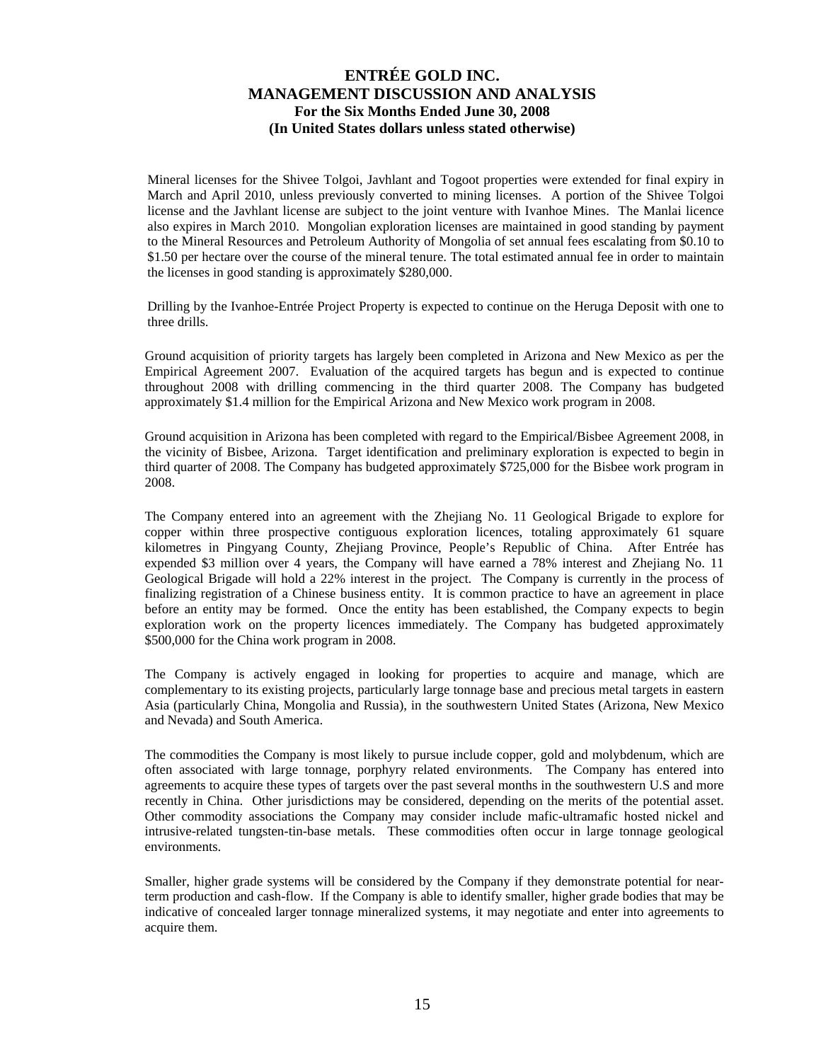Mineral licenses for the Shivee Tolgoi, Javhlant and Togoot properties were extended for final expiry in March and April 2010, unless previously converted to mining licenses. A portion of the Shivee Tolgoi license and the Javhlant license are subject to the joint venture with Ivanhoe Mines. The Manlai licence also expires in March 2010. Mongolian exploration licenses are maintained in good standing by payment to the Mineral Resources and Petroleum Authority of Mongolia of set annual fees escalating from $0.10 to $1.50 per hectare over the course of the mineral tenure. The total estimated annual fee in order to maintain the licenses in good standing is approximately $280,000.

Drilling by the Ivanhoe-Entrée Project Property is expected to continue on the Heruga Deposit with one to three drills.

Ground acquisition of priority targets has largely been completed in Arizona and New Mexico as per the Empirical Agreement 2007. Evaluation of the acquired targets has begun and is expected to continue throughout 2008 with drilling commencing in the third quarter 2008. The Company has budgeted approximately $1.4 million for the Empirical Arizona and New Mexico work program in 2008.

Ground acquisition in Arizona has been completed with regard to the Empirical/Bisbee Agreement 2008, in the vicinity of Bisbee, Arizona. Target identification and preliminary exploration is expected to begin in third quarter of 2008. The Company has budgeted approximately $725,000 for the Bisbee work program in 2008.

The Company entered into an agreement with the Zhejiang No. 11 Geological Brigade to explore for copper within three prospective contiguous exploration licences, totaling approximately 61 square kilometres in Pingyang County, Zhejiang Province, People's Republic of China. After Entrée has expended $3 million over 4 years, the Company will have earned a 78% interest and Zhejiang No. 11 Geological Brigade will hold a 22% interest in the project. The Company is currently in the process of finalizing registration of a Chinese business entity. It is common practice to have an agreement in place before an entity may be formed. Once the entity has been established, the Company expects to begin exploration work on the property licences immediately. The Company has budgeted approximately $500,000 for the China work program in 2008.

The Company is actively engaged in looking for properties to acquire and manage, which are complementary to its existing projects, particularly large tonnage base and precious metal targets in eastern Asia (particularly China, Mongolia and Russia), in the southwestern United States (Arizona, New Mexico and Nevada) and South America.

The commodities the Company is most likely to pursue include copper, gold and molybdenum, which are often associated with large tonnage, porphyry related environments. The Company has entered into agreements to acquire these types of targets over the past several months in the southwestern U.S and more recently in China. Other jurisdictions may be considered, depending on the merits of the potential asset. Other commodity associations the Company may consider include mafic-ultramafic hosted nickel and intrusive-related tungsten-tin-base metals. These commodities often occur in large tonnage geological environments.

Smaller, higher grade systems will be considered by the Company if they demonstrate potential for near-term production and cash-flow. If the Company is able to identify smaller, higher grade bodies that may be indicative of concealed larger tonnage mineralized systems, it may negotiate and enter into agreements to acquire them.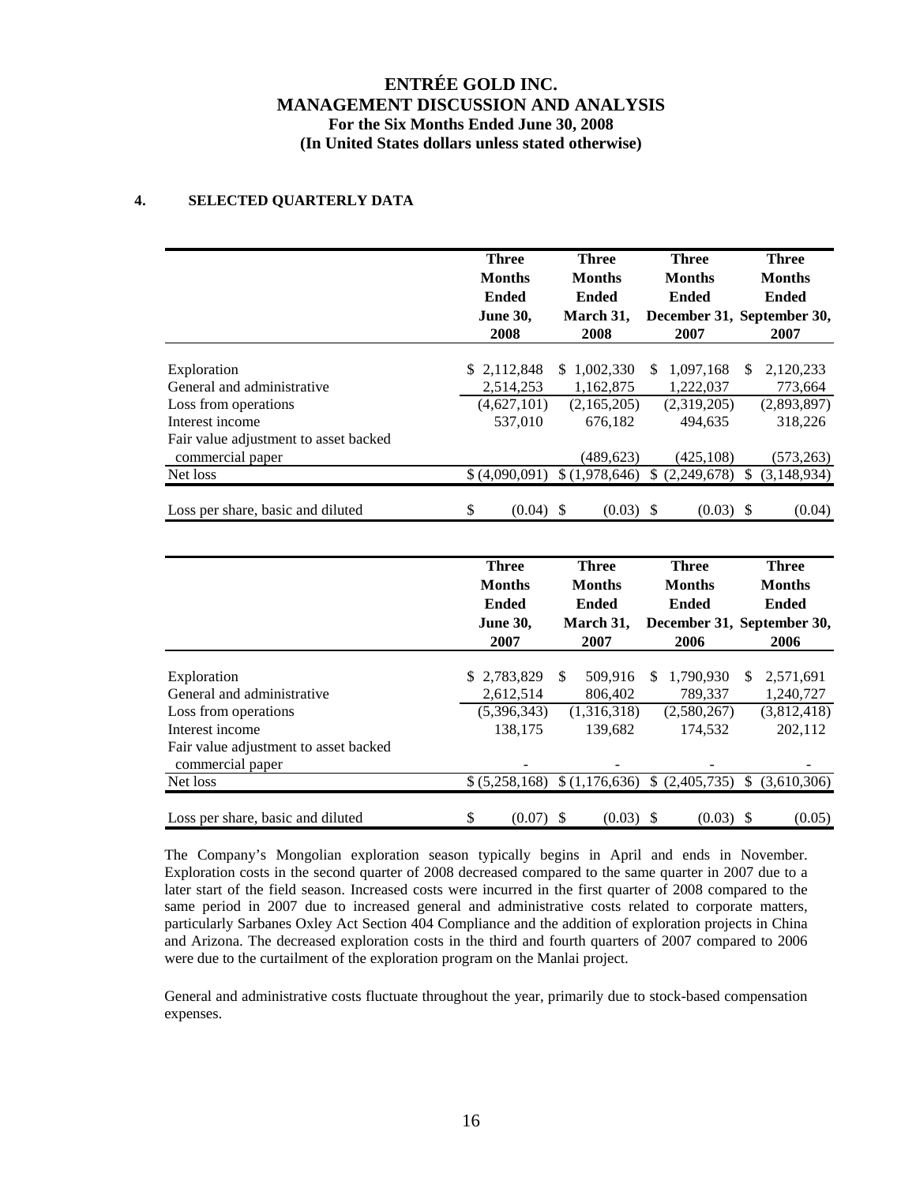# ENTRÉE GOLD INC.
# MANAGEMENT DISCUSSION AND ANALYSIS
**For the Six Months Ended June 30, 2008**
**(In United States dollars unless stated otherwise)**

## 4. SELECTED QUARTERLY DATA

| | Three Months Ended June 30, 2008 | Three Months Ended March 31, 2008 | Three Months Ended December 31, 2007 | Three Months Ended September 30, 2007 |
|---|---|---|---|---|
| Exploration | $ 2,112,848 | $ 1,002,330 | $ 1,097,168 | $ 2,120,233 |
| General and administrative | 2,514,253 | 1,162,875 | 1,222,037 | 773,664 |
| Loss from operations | (4,627,101) | (2,165,205) | (2,319,205) | (2,893,897) |
| Interest income | 537,010 | 676,182 | 494,635 | 318,226 |
| Fair value adjustment to asset backed commercial paper | | (489,623) | (425,108) | (573,263) |
| Net loss | $ (4,090,091) | $ (1,978,646) | $ (2,249,678) | $ (3,148,934) |
| Loss per share, basic and diluted | $ (0.04) | $ (0.03) | $ (0.03) | $ (0.04) |

| | Three Months Ended June 30, 2007 | Three Months Ended March 31, 2007 | Three Months Ended December 31, 2006 | Three Months Ended September 30, 2006 |
|---|---|---|---|---|
| Exploration | $ 2,783,829 | $ 509,916 | $ 1,790,930 | $ 2,571,691 |
| General and administrative | 2,612,514 | 806,402 | 789,337 | 1,240,727 |
| Loss from operations | (5,396,343) | (1,316,318) | (2,580,267) | (3,812,418) |
| Interest income | 138,175 | 139,682 | 174,532 | 202,112 |
| Fair value adjustment to asset backed commercial paper | - | - | - | - |
| Net loss | $ (5,258,168) | $ (1,176,636) | $ (2,405,735) | $ (3,610,306) |
| Loss per share, basic and diluted | $ (0.07) | $ (0.03) | $ (0.03) | $ (0.05) |

The Company's Mongolian exploration season typically begins in April and ends in November. Exploration costs in the second quarter of 2008 decreased compared to the same quarter in 2007 due to a later start of the field season. Increased costs were incurred in the first quarter of 2008 compared to the same period in 2007 due to increased general and administrative costs related to corporate matters, particularly Sarbanes Oxley Act Section 404 Compliance and the addition of exploration projects in China and Arizona. The decreased exploration costs in the third and fourth quarters of 2007 compared to 2006 were due to the curtailment of the exploration program on the Manlai project.

General and administrative costs fluctuate throughout the year, primarily due to stock-based compensation expenses.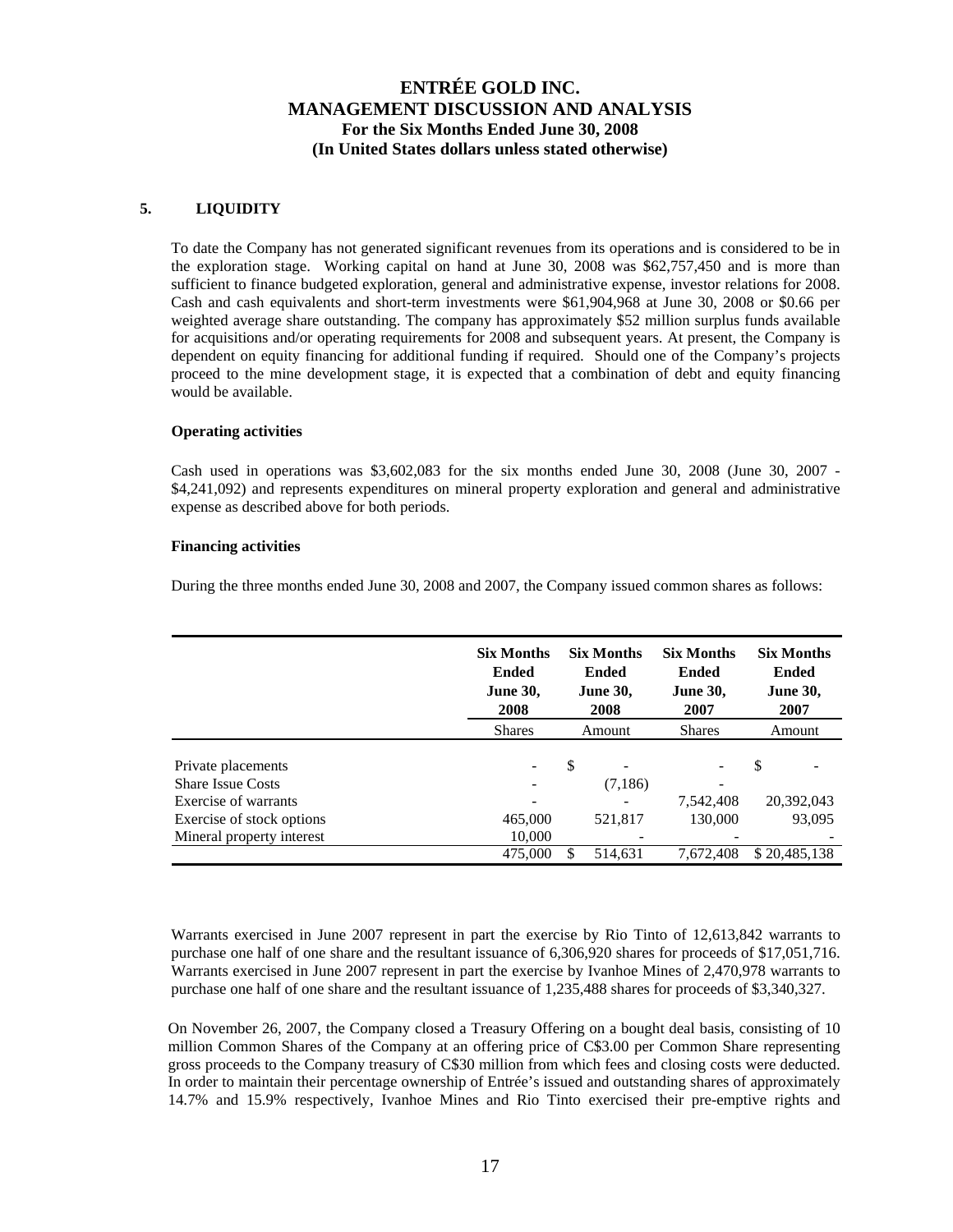## 5. LIQUIDITY

To date the Company has not generated significant revenues from its operations and is considered to be in the exploration stage. Working capital on hand at June 30, 2008 was $62,757,450 and is more than sufficient to finance budgeted exploration, general and administrative expense, investor relations for 2008. Cash and cash equivalents and short-term investments were $61,904,968 at June 30, 2008 or $0.66 per weighted average share outstanding. The company has approximately $52 million surplus funds available for acquisitions and/or operating requirements for 2008 and subsequent years. At present, the Company is dependent on equity financing for additional funding if required. Should one of the Company's projects proceed to the mine development stage, it is expected that a combination of debt and equity financing would be available.

**Operating activities**

Cash used in operations was $3,602,083 for the six months ended June 30, 2008 (June 30, 2007 - $4,241,092) and represents expenditures on mineral property exploration and general and administrative expense as described above for both periods.

**Financing activities**

During the three months ended June 30, 2008 and 2007, the Company issued common shares as follows:

| | Six Months Ended June 30, 2008 | Six Months Ended June 30, 2008 | Six Months Ended June 30, 2007 | Six Months Ended June 30, 2007 |
|---|---|---|---|---|
| | Shares | Amount | Shares | Amount |
| Private placements | - | $ - | - | $ - |
| Share Issue Costs | - | (7,186) | - | |
| Exercise of warrants | - | - | 7,542,408 | 20,392,043 |
| Exercise of stock options | 465,000 | 521,817 | 130,000 | 93,095 |
| Mineral property interest | 10,000 | - | - | - |
| | 475,000 | $ 514,631 | 7,672,408 | $ 20,485,138 |

Warrants exercised in June 2007 represent in part the exercise by Rio Tinto of 12,613,842 warrants to purchase one half of one share and the resultant issuance of 6,306,920 shares for proceeds of $17,051,716. Warrants exercised in June 2007 represent in part the exercise by Ivanhoe Mines of 2,470,978 warrants to purchase one half of one share and the resultant issuance of 1,235,488 shares for proceeds of $3,340,327.

On November 26, 2007, the Company closed a Treasury Offering on a bought deal basis, consisting of 10 million Common Shares of the Company at an offering price of C$3.00 per Common Share representing gross proceeds to the Company treasury of C$30 million from which fees and closing costs were deducted. In order to maintain their percentage ownership of Entrée's issued and outstanding shares of approximately 14.7% and 15.9% respectively, Ivanhoe Mines and Rio Tinto exercised their pre-emptive rights and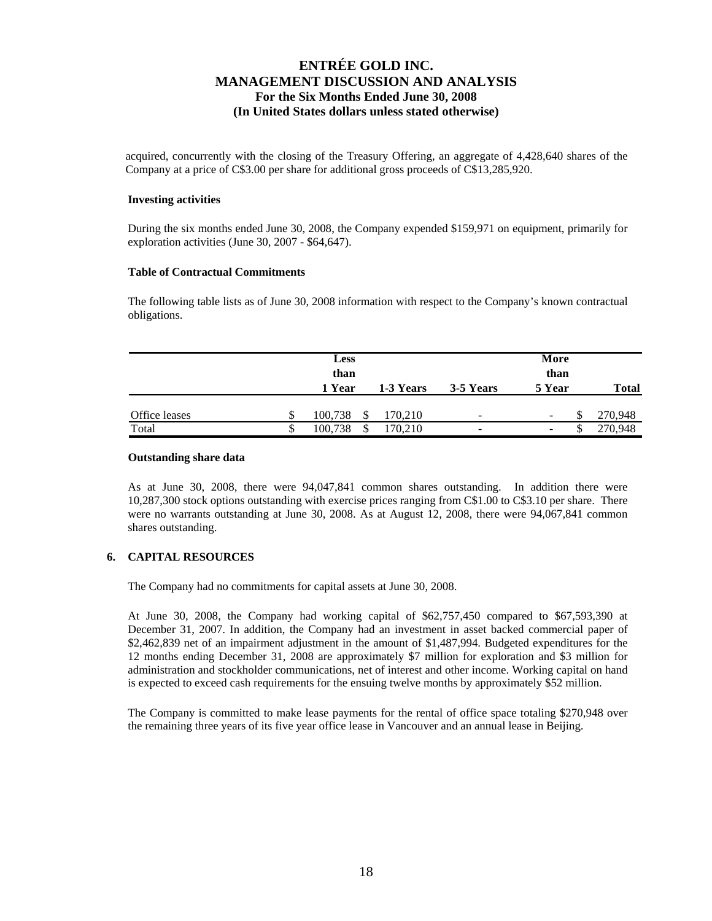acquired, concurrently with the closing of the Treasury Offering, an aggregate of 4,428,640 shares of the Company at a price of C$3.00 per share for additional gross proceeds of C$13,285,920.

**Investing activities**

During the six months ended June 30, 2008, the Company expended $159,971 on equipment, primarily for exploration activities (June 30, 2007 - $64,647).

**Table of Contractual Commitments**

The following table lists as of June 30, 2008 information with respect to the Company's known contractual obligations.

| | Less than 1 Year | 1-3 Years | 3-5 Years | More than 5 Year | Total |
|---|---|---|---|---|---|
| Office leases | $ 100,738 | $ 170,210 | - | - | $ 270,948 |
| Total | $ 100,738 | $ 170,210 | - | - | $ 270,948 |

**Outstanding share data**

As at June 30, 2008, there were 94,047,841 common shares outstanding. In addition there were 10,287,300 stock options outstanding with exercise prices ranging from C$1.00 to C$3.10 per share. There were no warrants outstanding at June 30, 2008. As at August 12, 2008, there were 94,067,841 common shares outstanding.

## 6. CAPITAL RESOURCES

The Company had no commitments for capital assets at June 30, 2008.

At June 30, 2008, the Company had working capital of $62,757,450 compared to $67,593,390 at December 31, 2007. In addition, the Company had an investment in asset backed commercial paper of $2,462,839 net of an impairment adjustment in the amount of $1,487,994. Budgeted expenditures for the 12 months ending December 31, 2008 are approximately $7 million for exploration and $3 million for administration and stockholder communications, net of interest and other income. Working capital on hand is expected to exceed cash requirements for the ensuing twelve months by approximately $52 million.

The Company is committed to make lease payments for the rental of office space totaling $270,948 over the remaining three years of its five year office lease in Vancouver and an annual lease in Beijing.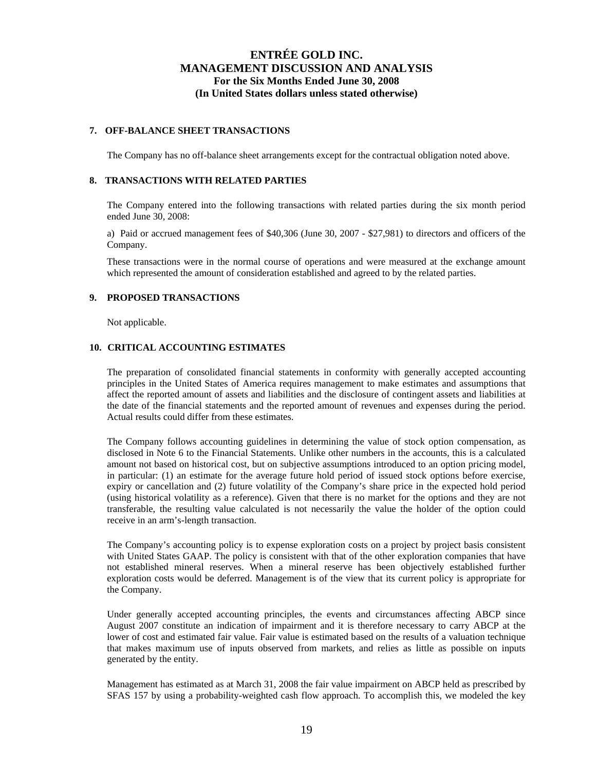## 7. OFF-BALANCE SHEET TRANSACTIONS

The Company has no off-balance sheet arrangements except for the contractual obligation noted above.

## 8. TRANSACTIONS WITH RELATED PARTIES

The Company entered into the following transactions with related parties during the six month period ended June 30, 2008:

a) Paid or accrued management fees of $40,306 (June 30, 2007 - $27,981) to directors and officers of the Company.

These transactions were in the normal course of operations and were measured at the exchange amount which represented the amount of consideration established and agreed to by the related parties.

## 9. PROPOSED TRANSACTIONS

Not applicable.

## 10. CRITICAL ACCOUNTING ESTIMATES

The preparation of consolidated financial statements in conformity with generally accepted accounting principles in the United States of America requires management to make estimates and assumptions that affect the reported amount of assets and liabilities and the disclosure of contingent assets and liabilities at the date of the financial statements and the reported amount of revenues and expenses during the period. Actual results could differ from these estimates.

The Company follows accounting guidelines in determining the value of stock option compensation, as disclosed in Note 6 to the Financial Statements. Unlike other numbers in the accounts, this is a calculated amount not based on historical cost, but on subjective assumptions introduced to an option pricing model, in particular: (1) an estimate for the average future hold period of issued stock options before exercise, expiry or cancellation and (2) future volatility of the Company's share price in the expected hold period (using historical volatility as a reference). Given that there is no market for the options and they are not transferable, the resulting value calculated is not necessarily the value the holder of the option could receive in an arm's-length transaction.

The Company's accounting policy is to expense exploration costs on a project by project basis consistent with United States GAAP. The policy is consistent with that of the other exploration companies that have not established mineral reserves. When a mineral reserve has been objectively established further exploration costs would be deferred. Management is of the view that its current policy is appropriate for the Company.

Under generally accepted accounting principles, the events and circumstances affecting ABCP since August 2007 constitute an indication of impairment and it is therefore necessary to carry ABCP at the lower of cost and estimated fair value. Fair value is estimated based on the results of a valuation technique that makes maximum use of inputs observed from markets, and relies as little as possible on inputs generated by the entity.

Management has estimated as at March 31, 2008 the fair value impairment on ABCP held as prescribed by SFAS 157 by using a probability-weighted cash flow approach. To accomplish this, we modeled the key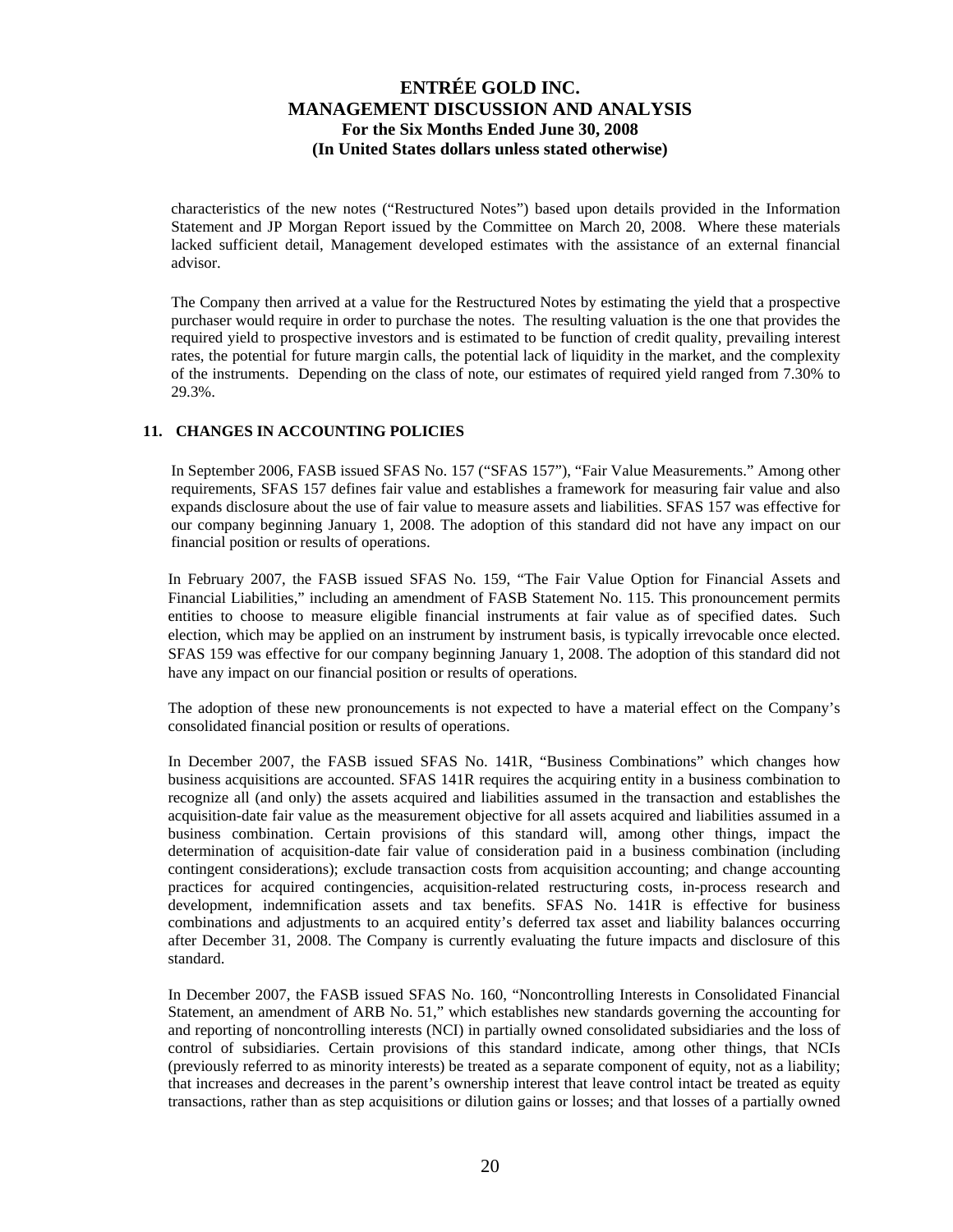characteristics of the new notes ("Restructured Notes") based upon details provided in the Information Statement and JP Morgan Report issued by the Committee on March 20, 2008. Where these materials lacked sufficient detail, Management developed estimates with the assistance of an external financial advisor.

The Company then arrived at a value for the Restructured Notes by estimating the yield that a prospective purchaser would require in order to purchase the notes. The resulting valuation is the one that provides the required yield to prospective investors and is estimated to be function of credit quality, prevailing interest rates, the potential for future margin calls, the potential lack of liquidity in the market, and the complexity of the instruments. Depending on the class of note, our estimates of required yield ranged from 7.30% to 29.3%.

## 11. CHANGES IN ACCOUNTING POLICIES

In September 2006, FASB issued SFAS No. 157 ("SFAS 157"), "Fair Value Measurements." Among other requirements, SFAS 157 defines fair value and establishes a framework for measuring fair value and also expands disclosure about the use of fair value to measure assets and liabilities. SFAS 157 was effective for our company beginning January 1, 2008. The adoption of this standard did not have any impact on our financial position or results of operations.

In February 2007, the FASB issued SFAS No. 159, "The Fair Value Option for Financial Assets and Financial Liabilities," including an amendment of FASB Statement No. 115. This pronouncement permits entities to choose to measure eligible financial instruments at fair value as of specified dates. Such election, which may be applied on an instrument by instrument basis, is typically irrevocable once elected. SFAS 159 was effective for our company beginning January 1, 2008. The adoption of this standard did not have any impact on our financial position or results of operations.

The adoption of these new pronouncements is not expected to have a material effect on the Company's consolidated financial position or results of operations.

In December 2007, the FASB issued SFAS No. 141R, "Business Combinations" which changes how business acquisitions are accounted. SFAS 141R requires the acquiring entity in a business combination to recognize all (and only) the assets acquired and liabilities assumed in the transaction and establishes the acquisition-date fair value as the measurement objective for all assets acquired and liabilities assumed in a business combination. Certain provisions of this standard will, among other things, impact the determination of acquisition-date fair value of consideration paid in a business combination (including contingent considerations); exclude transaction costs from acquisition accounting; and change accounting practices for acquired contingencies, acquisition-related restructuring costs, in-process research and development, indemnification assets and tax benefits. SFAS No. 141R is effective for business combinations and adjustments to an acquired entity's deferred tax asset and liability balances occurring after December 31, 2008. The Company is currently evaluating the future impacts and disclosure of this standard.

In December 2007, the FASB issued SFAS No. 160, "Noncontrolling Interests in Consolidated Financial Statement, an amendment of ARB No. 51," which establishes new standards governing the accounting for and reporting of noncontrolling interests (NCI) in partially owned consolidated subsidiaries and the loss of control of subsidiaries. Certain provisions of this standard indicate, among other things, that NCIs (previously referred to as minority interests) be treated as a separate component of equity, not as a liability; that increases and decreases in the parent's ownership interest that leave control intact be treated as equity transactions, rather than as step acquisitions or dilution gains or losses; and that losses of a partially owned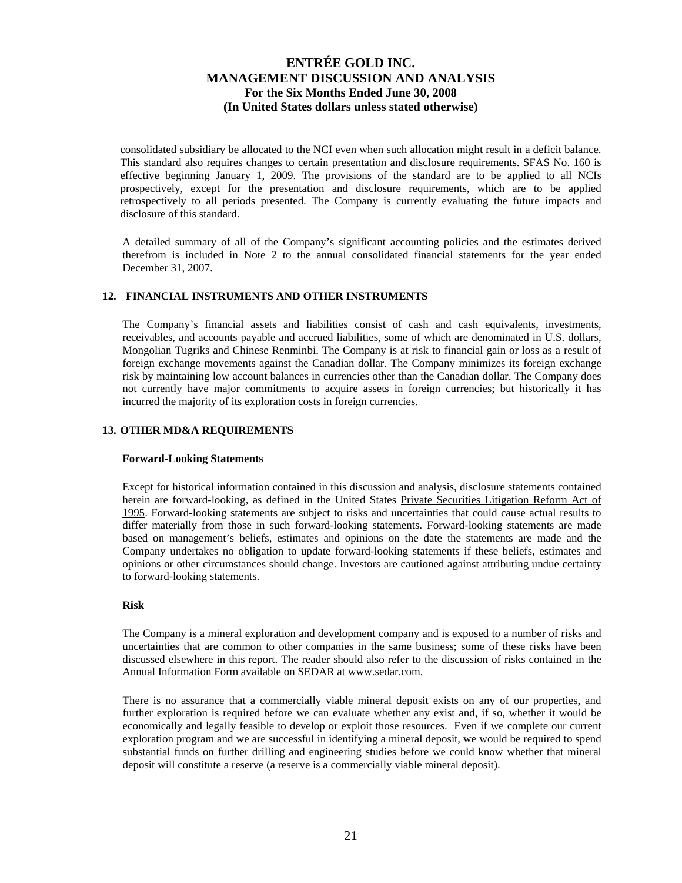consolidated subsidiary be allocated to the NCI even when such allocation might result in a deficit balance. This standard also requires changes to certain presentation and disclosure requirements. SFAS No. 160 is effective beginning January 1, 2009. The provisions of the standard are to be applied to all NCIs prospectively, except for the presentation and disclosure requirements, which are to be applied retrospectively to all periods presented. The Company is currently evaluating the future impacts and disclosure of this standard.

A detailed summary of all of the Company's significant accounting policies and the estimates derived therefrom is included in Note 2 to the annual consolidated financial statements for the year ended December 31, 2007.

## 12. FINANCIAL INSTRUMENTS AND OTHER INSTRUMENTS

The Company's financial assets and liabilities consist of cash and cash equivalents, investments, receivables, and accounts payable and accrued liabilities, some of which are denominated in U.S. dollars, Mongolian Tugriks and Chinese Renminbi. The Company is at risk to financial gain or loss as a result of foreign exchange movements against the Canadian dollar. The Company minimizes its foreign exchange risk by maintaining low account balances in currencies other than the Canadian dollar. The Company does not currently have major commitments to acquire assets in foreign currencies; but historically it has incurred the majority of its exploration costs in foreign currencies.

## 13. OTHER MD&A REQUIREMENTS

### Forward-Looking Statements

Except for historical information contained in this discussion and analysis, disclosure statements contained herein are forward-looking, as defined in the United States Private Securities Litigation Reform Act of 1995. Forward-looking statements are subject to risks and uncertainties that could cause actual results to differ materially from those in such forward-looking statements. Forward-looking statements are made based on management's beliefs, estimates and opinions on the date the statements are made and the Company undertakes no obligation to update forward-looking statements if these beliefs, estimates and opinions or other circumstances should change. Investors are cautioned against attributing undue certainty to forward-looking statements.

### Risk

The Company is a mineral exploration and development company and is exposed to a number of risks and uncertainties that are common to other companies in the same business; some of these risks have been discussed elsewhere in this report. The reader should also refer to the discussion of risks contained in the Annual Information Form available on SEDAR at www.sedar.com.

There is no assurance that a commercially viable mineral deposit exists on any of our properties, and further exploration is required before we can evaluate whether any exist and, if so, whether it would be economically and legally feasible to develop or exploit those resources. Even if we complete our current exploration program and we are successful in identifying a mineral deposit, we would be required to spend substantial funds on further drilling and engineering studies before we could know whether that mineral deposit will constitute a reserve (a reserve is a commercially viable mineral deposit).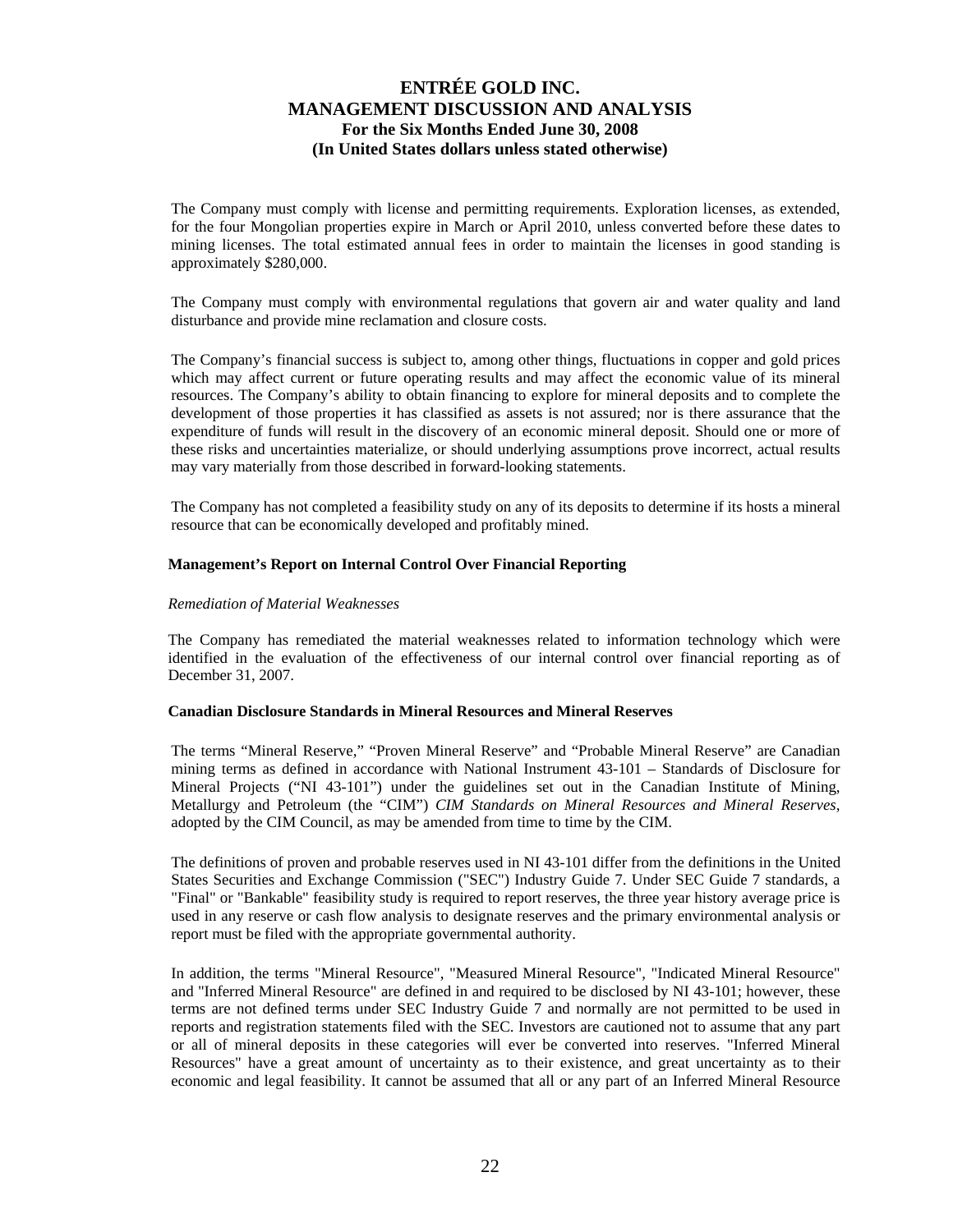The Company must comply with license and permitting requirements. Exploration licenses, as extended, for the four Mongolian properties expire in March or April 2010, unless converted before these dates to mining licenses. The total estimated annual fees in order to maintain the licenses in good standing is approximately $280,000.

The Company must comply with environmental regulations that govern air and water quality and land disturbance and provide mine reclamation and closure costs.

The Company's financial success is subject to, among other things, fluctuations in copper and gold prices which may affect current or future operating results and may affect the economic value of its mineral resources. The Company's ability to obtain financing to explore for mineral deposits and to complete the development of those properties it has classified as assets is not assured; nor is there assurance that the expenditure of funds will result in the discovery of an economic mineral deposit. Should one or more of these risks and uncertainties materialize, or should underlying assumptions prove incorrect, actual results may vary materially from those described in forward-looking statements.

The Company has not completed a feasibility study on any of its deposits to determine if its hosts a mineral resource that can be economically developed and profitably mined.

**Management's Report on Internal Control Over Financial Reporting**

*Remediation of Material Weaknesses*

The Company has remediated the material weaknesses related to information technology which were identified in the evaluation of the effectiveness of our internal control over financial reporting as of December 31, 2007.

**Canadian Disclosure Standards in Mineral Resources and Mineral Reserves**

The terms "Mineral Reserve," "Proven Mineral Reserve" and "Probable Mineral Reserve" are Canadian mining terms as defined in accordance with National Instrument 43-101 – Standards of Disclosure for Mineral Projects ("NI 43-101") under the guidelines set out in the Canadian Institute of Mining, Metallurgy and Petroleum (the "CIM") *CIM Standards on Mineral Resources and Mineral Reserves*, adopted by the CIM Council, as may be amended from time to time by the CIM.

The definitions of proven and probable reserves used in NI 43-101 differ from the definitions in the United States Securities and Exchange Commission ("SEC") Industry Guide 7. Under SEC Guide 7 standards, a "Final" or "Bankable" feasibility study is required to report reserves, the three year history average price is used in any reserve or cash flow analysis to designate reserves and the primary environmental analysis or report must be filed with the appropriate governmental authority.

In addition, the terms "Mineral Resource", "Measured Mineral Resource", "Indicated Mineral Resource" and "Inferred Mineral Resource" are defined in and required to be disclosed by NI 43-101; however, these terms are not defined terms under SEC Industry Guide 7 and normally are not permitted to be used in reports and registration statements filed with the SEC. Investors are cautioned not to assume that any part or all of mineral deposits in these categories will ever be converted into reserves. "Inferred Mineral Resources" have a great amount of uncertainty as to their existence, and great uncertainty as to their economic and legal feasibility. It cannot be assumed that all or any part of an Inferred Mineral Resource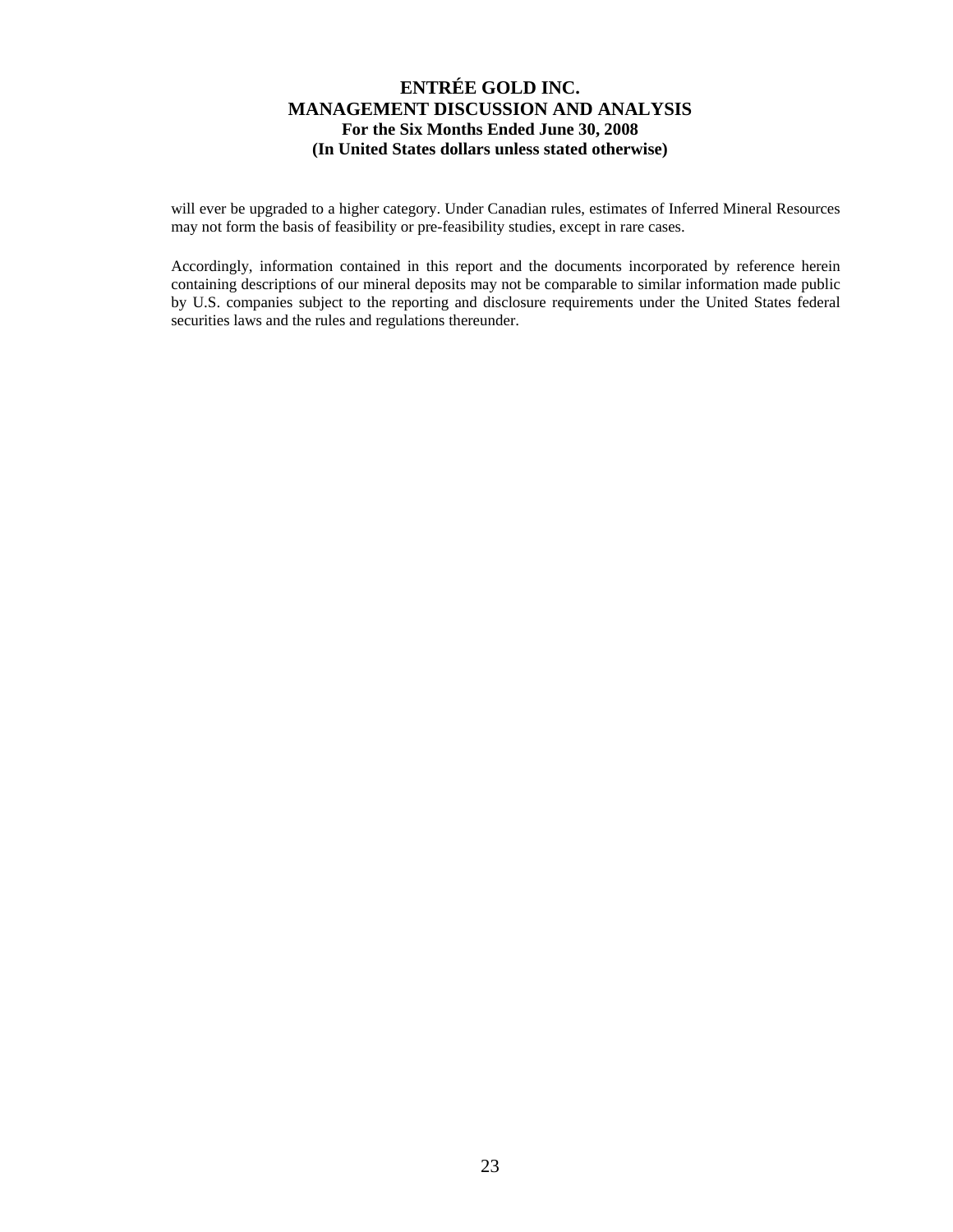will ever be upgraded to a higher category. Under Canadian rules, estimates of Inferred Mineral Resources may not form the basis of feasibility or pre-feasibility studies, except in rare cases.

Accordingly, information contained in this report and the documents incorporated by reference herein containing descriptions of our mineral deposits may not be comparable to similar information made public by U.S. companies subject to the reporting and disclosure requirements under the United States federal securities laws and the rules and regulations thereunder.